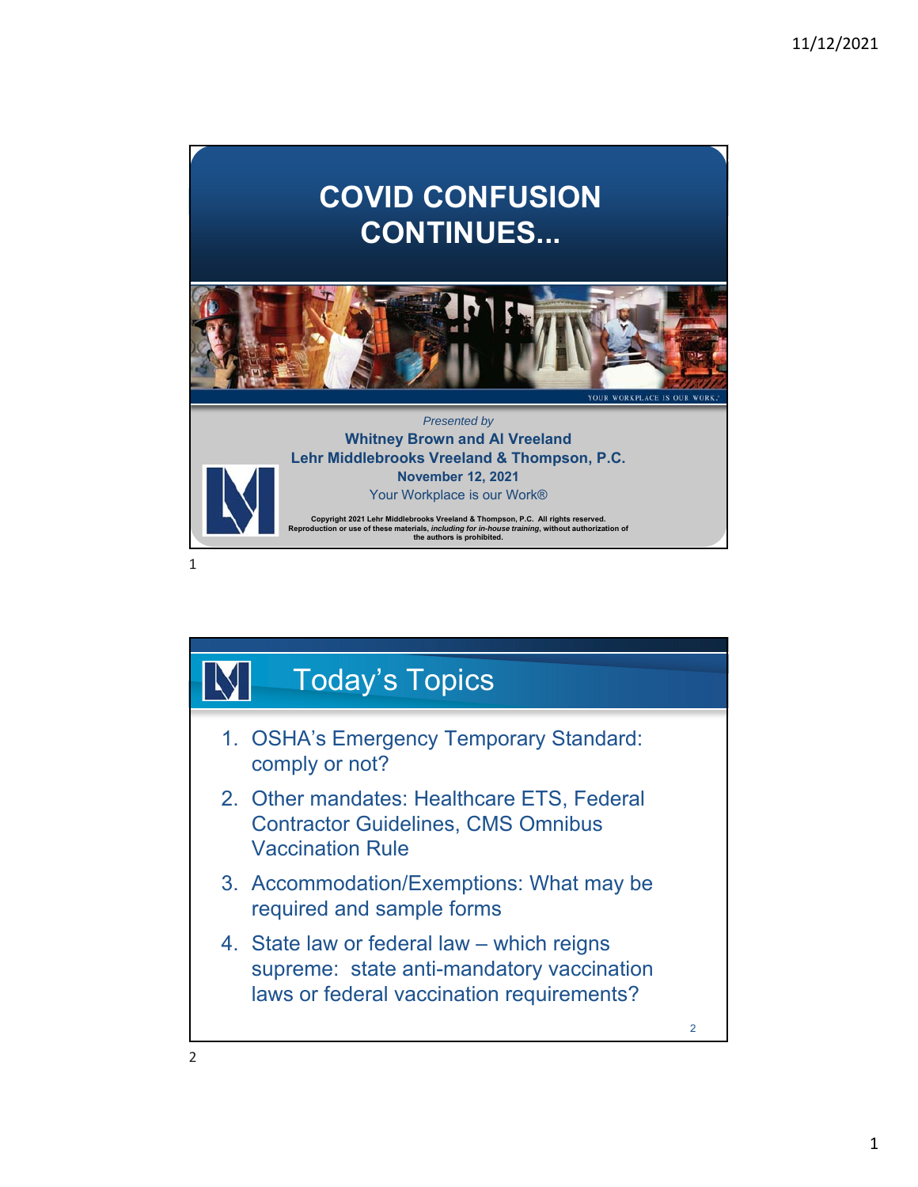# COVID CONFUSION CONTINUES...

YOUR WORKPLACE IS OUR WORK.®

*Presented by*

**Whitney Brown and Al Vreeland**

**Lehr Middlebrooks Vreeland & Thompson, P.C.**

**November 12, 2021**

Your Workplace is our Work®

**Copyright 2021 Lehr Middlebrooks Vreeland & Thompson, P.C. All rights reserved. Reproduction or use of these materials, *including for in-house training*, without authorization of the authors is prohibited.**

## Today's Topics

1. OSHA's Emergency Temporary Standard: comply or not?
2. Other mandates: Healthcare ETS, Federal Contractor Guidelines, CMS Omnibus Vaccination Rule
3. Accommodation/Exemptions: What may be required and sample forms
4. State law or federal law – which reigns supreme: state anti-mandatory vaccination laws or federal vaccination requirements?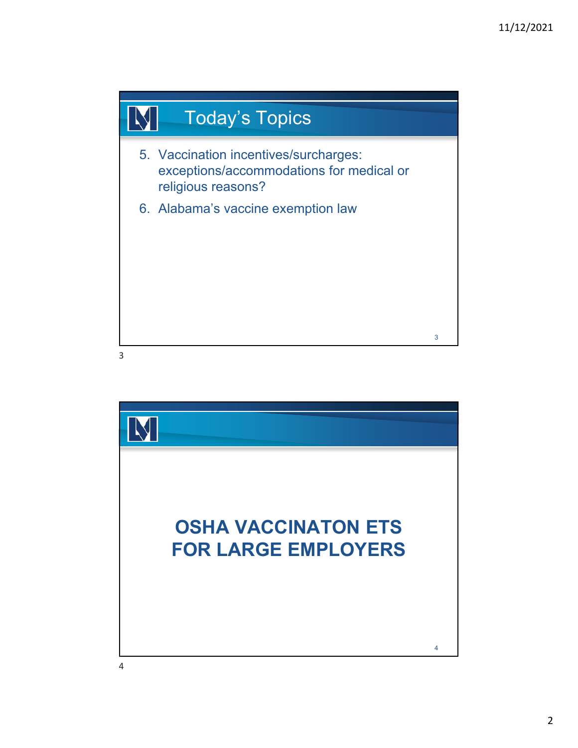## Today's Topics

5. Vaccination incentives/surcharges: exceptions/accommodations for medical or religious reasons?
6. Alabama's vaccine exemption law

# OSHA VACCINATON ETS FOR LARGE EMPLOYERS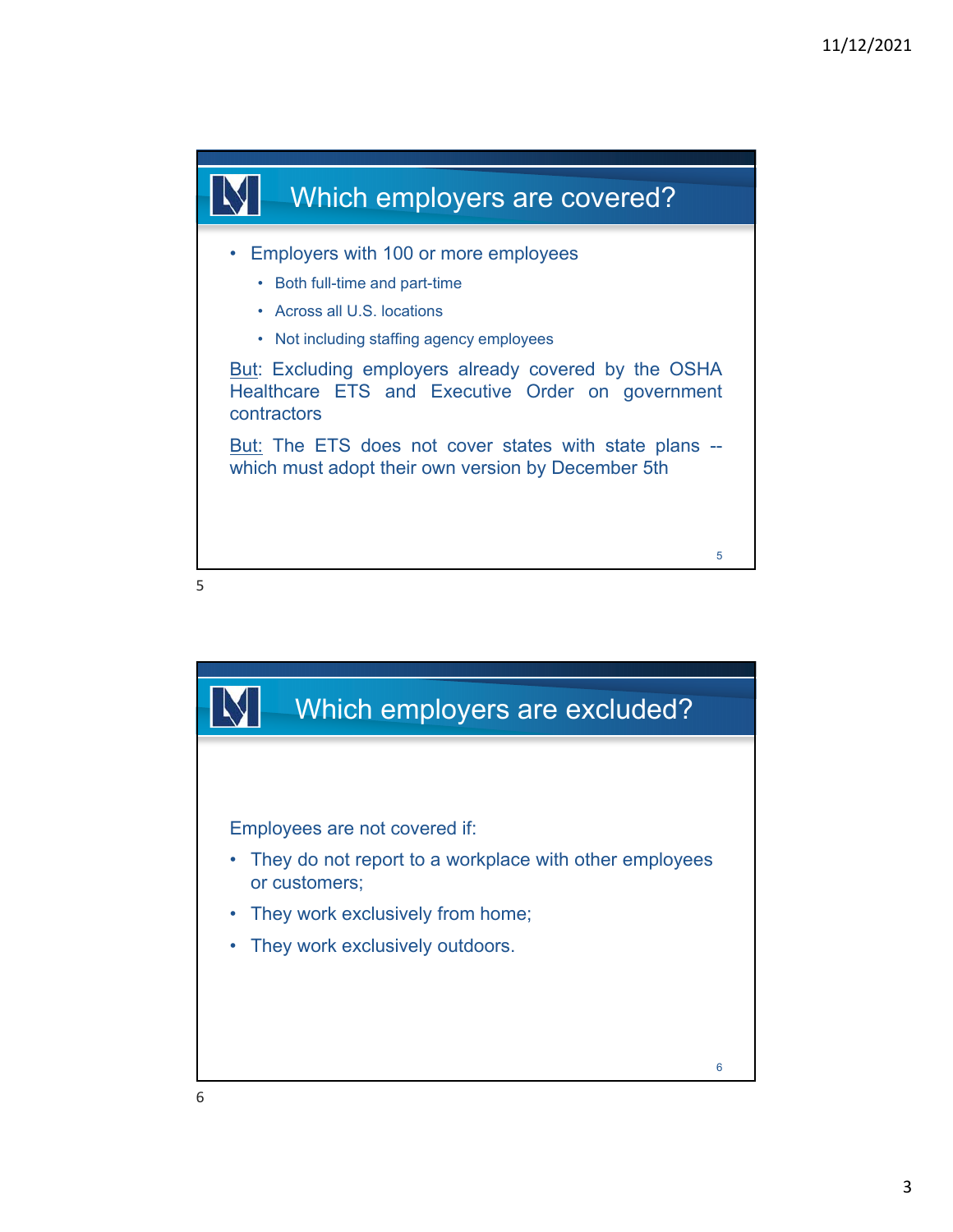## Which employers are covered?

- Employers with 100 or more employees
  - Both full-time and part-time
  - Across all U.S. locations
  - Not including staffing agency employees

But: Excluding employers already covered by the OSHA Healthcare ETS and Executive Order on government contractors

But: The ETS does not cover states with state plans -- which must adopt their own version by December 5th

## Which employers are excluded?

Employees are not covered if:

- They do not report to a workplace with other employees or customers;
- They work exclusively from home;
- They work exclusively outdoors.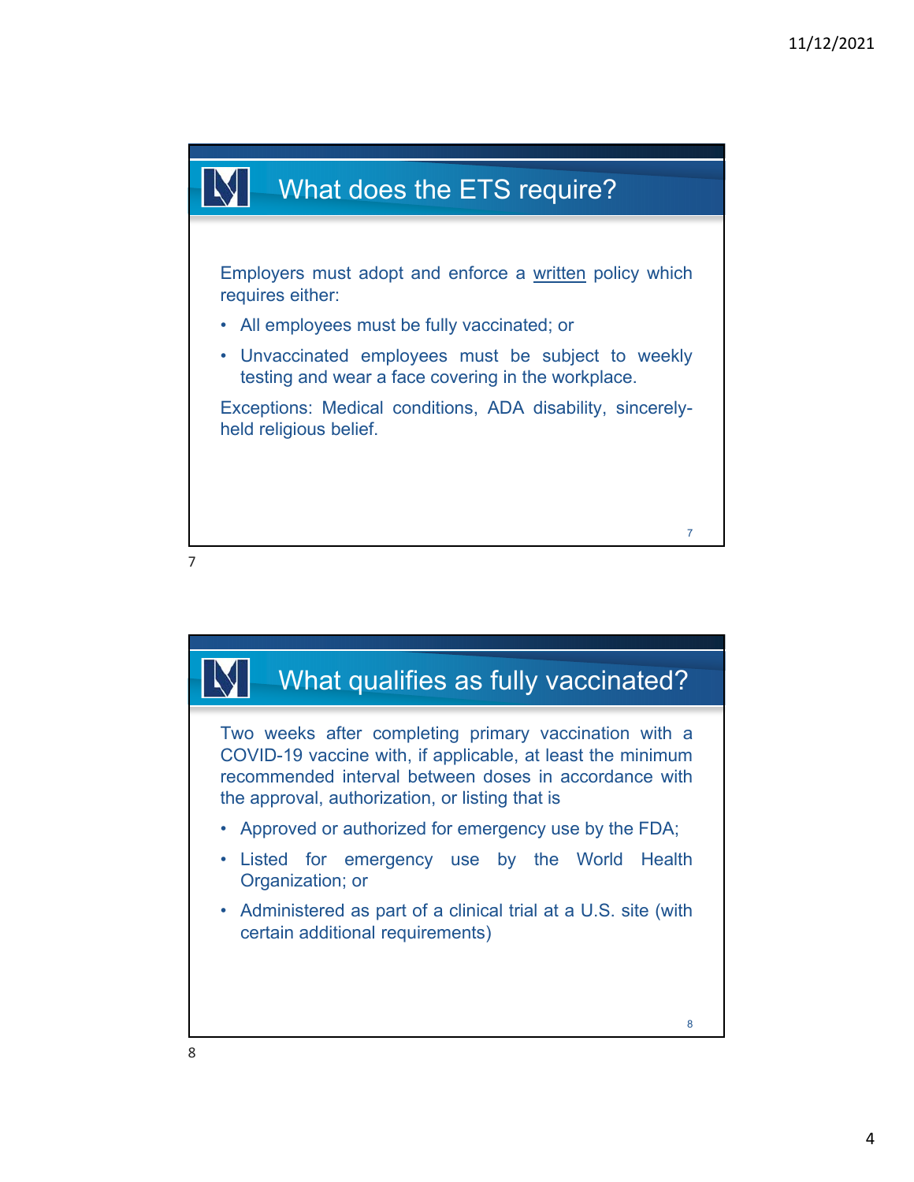## What does the ETS require?

Employers must adopt and enforce a written policy which requires either:

- All employees must be fully vaccinated; or
- Unvaccinated employees must be subject to weekly testing and wear a face covering in the workplace.

Exceptions: Medical conditions, ADA disability, sincerely-held religious belief.

## What qualifies as fully vaccinated?

Two weeks after completing primary vaccination with a COVID-19 vaccine with, if applicable, at least the minimum recommended interval between doses in accordance with the approval, authorization, or listing that is

- Approved or authorized for emergency use by the FDA;
- Listed for emergency use by the World Health Organization; or
- Administered as part of a clinical trial at a U.S. site (with certain additional requirements)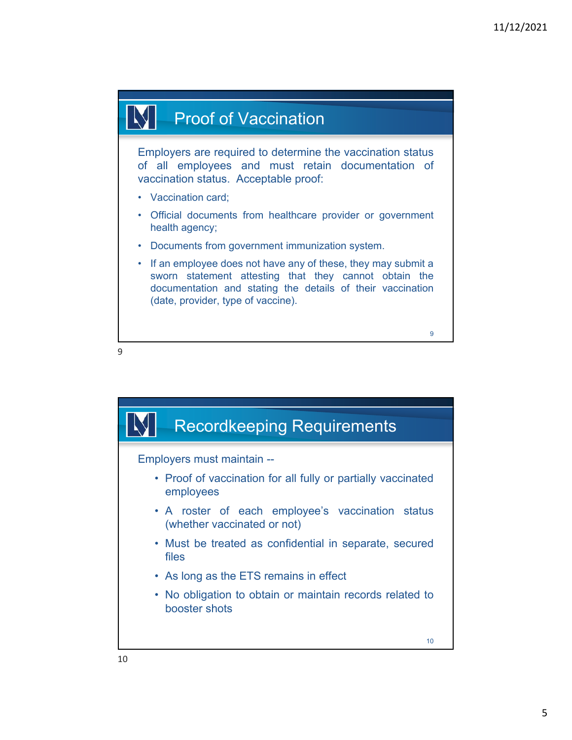## Proof of Vaccination

Employers are required to determine the vaccination status of all employees and must retain documentation of vaccination status. Acceptable proof:

- Vaccination card;
- Official documents from healthcare provider or government health agency;
- Documents from government immunization system.
- If an employee does not have any of these, they may submit a sworn statement attesting that they cannot obtain the documentation and stating the details of their vaccination (date, provider, type of vaccine).

## Recordkeeping Requirements

Employers must maintain --

- Proof of vaccination for all fully or partially vaccinated employees
- A roster of each employee's vaccination status (whether vaccinated or not)
- Must be treated as confidential in separate, secured files
- As long as the ETS remains in effect
- No obligation to obtain or maintain records related to booster shots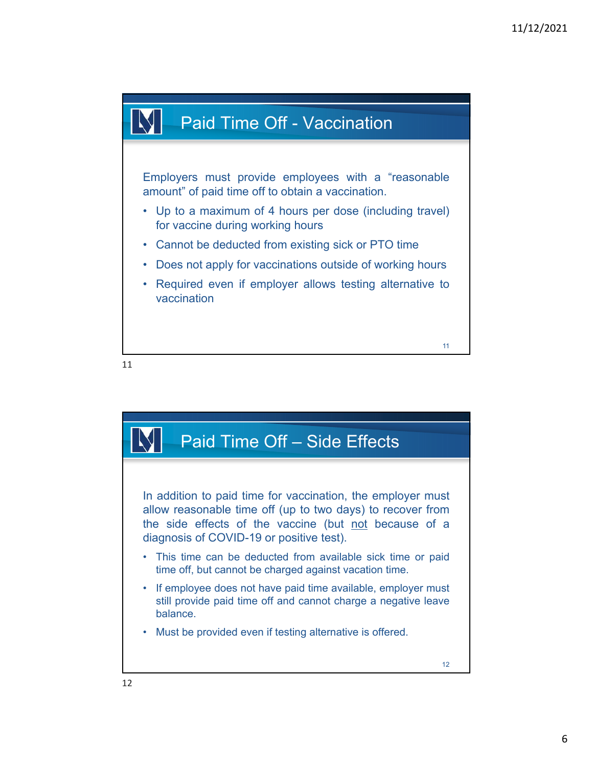## Paid Time Off - Vaccination

Employers must provide employees with a "reasonable amount" of paid time off to obtain a vaccination.

- Up to a maximum of 4 hours per dose (including travel) for vaccine during working hours
- Cannot be deducted from existing sick or PTO time
- Does not apply for vaccinations outside of working hours
- Required even if employer allows testing alternative to vaccination

## Paid Time Off – Side Effects

In addition to paid time for vaccination, the employer must allow reasonable time off (up to two days) to recover from the side effects of the vaccine (but <u>not</u> because of a diagnosis of COVID-19 or positive test).

- This time can be deducted from available sick time or paid time off, but cannot be charged against vacation time.
- If employee does not have paid time available, employer must still provide paid time off and cannot charge a negative leave balance.
- Must be provided even if testing alternative is offered.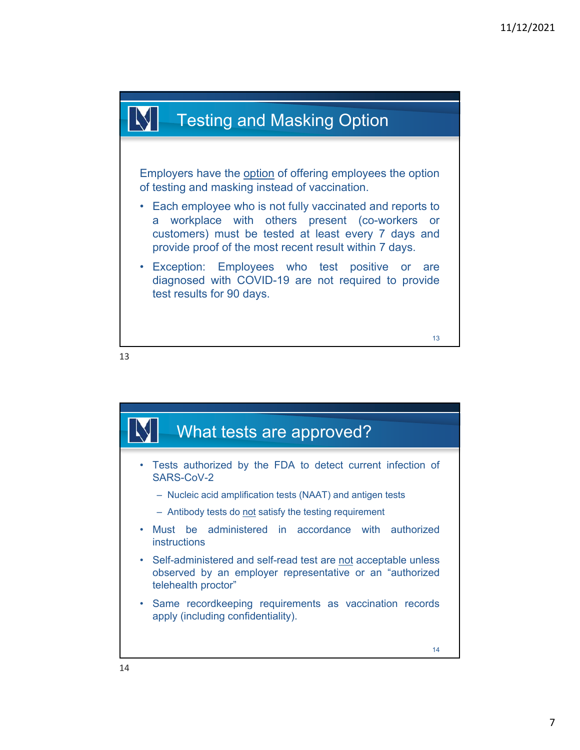## Testing and Masking Option

Employers have the option of offering employees the option of testing and masking instead of vaccination.

- Each employee who is not fully vaccinated and reports to a workplace with others present (co-workers or customers) must be tested at least every 7 days and provide proof of the most recent result within 7 days.
- Exception: Employees who test positive or are diagnosed with COVID-19 are not required to provide test results for 90 days.

## What tests are approved?

- Tests authorized by the FDA to detect current infection of SARS-CoV-2
  - Nucleic acid amplification tests (NAAT) and antigen tests
  - Antibody tests do not satisfy the testing requirement
- Must be administered in accordance with authorized instructions
- Self-administered and self-read test are not acceptable unless observed by an employer representative or an "authorized telehealth proctor"
- Same recordkeeping requirements as vaccination records apply (including confidentiality).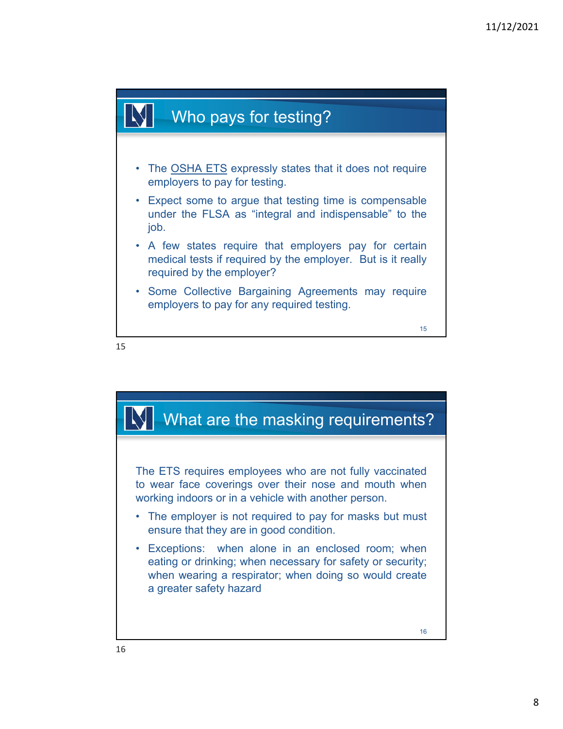## Who pays for testing?

- The OSHA ETS expressly states that it does not require employers to pay for testing.
- Expect some to argue that testing time is compensable under the FLSA as "integral and indispensable" to the job.
- A few states require that employers pay for certain medical tests if required by the employer. But is it really required by the employer?
- Some Collective Bargaining Agreements may require employers to pay for any required testing.

## What are the masking requirements?

The ETS requires employees who are not fully vaccinated to wear face coverings over their nose and mouth when working indoors or in a vehicle with another person.

- The employer is not required to pay for masks but must ensure that they are in good condition.
- Exceptions: when alone in an enclosed room; when eating or drinking; when necessary for safety or security; when wearing a respirator; when doing so would create a greater safety hazard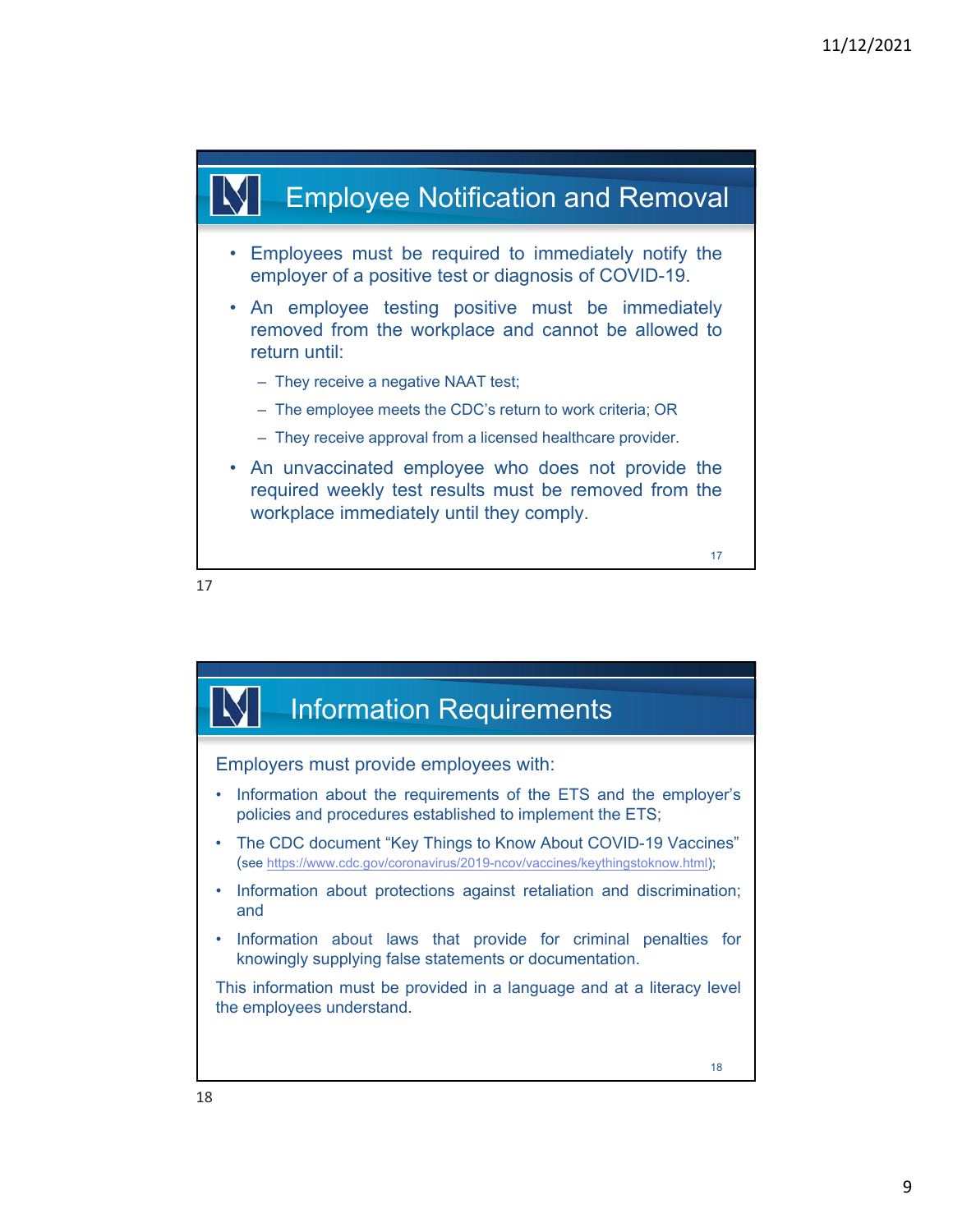## Employee Notification and Removal

- Employees must be required to immediately notify the employer of a positive test or diagnosis of COVID-19.
- An employee testing positive must be immediately removed from the workplace and cannot be allowed to return until:
  - They receive a negative NAAT test;
  - The employee meets the CDC's return to work criteria; OR
  - They receive approval from a licensed healthcare provider.
- An unvaccinated employee who does not provide the required weekly test results must be removed from the workplace immediately until they comply.

## Information Requirements

Employers must provide employees with:

- Information about the requirements of the ETS and the employer's policies and procedures established to implement the ETS;
- The CDC document "Key Things to Know About COVID-19 Vaccines" (see https://www.cdc.gov/coronavirus/2019-ncov/vaccines/keythingstoknow.html);
- Information about protections against retaliation and discrimination; and
- Information about laws that provide for criminal penalties for knowingly supplying false statements or documentation.

This information must be provided in a language and at a literacy level the employees understand.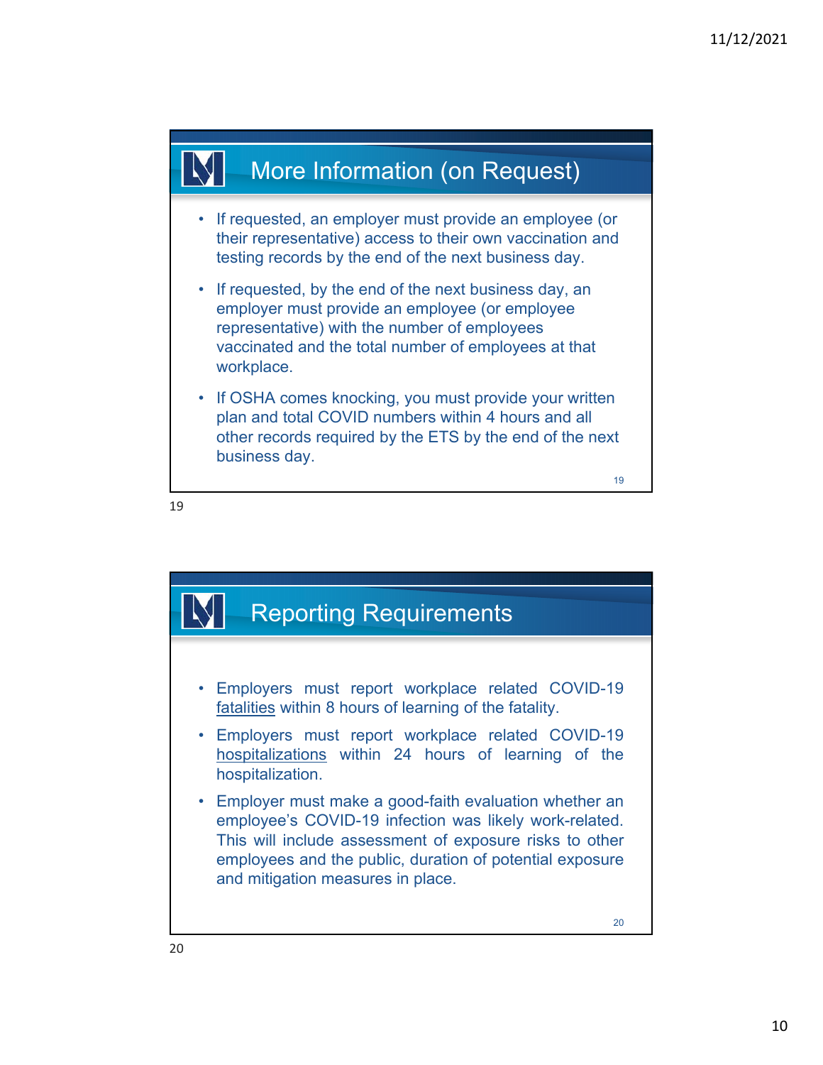## More Information (on Request)

- If requested, an employer must provide an employee (or their representative) access to their own vaccination and testing records by the end of the next business day.
- If requested, by the end of the next business day, an employer must provide an employee (or employee representative) with the number of employees vaccinated and the total number of employees at that workplace.
- If OSHA comes knocking, you must provide your written plan and total COVID numbers within 4 hours and all other records required by the ETS by the end of the next business day.

## Reporting Requirements

- Employers must report workplace related COVID-19 fatalities within 8 hours of learning of the fatality.
- Employers must report workplace related COVID-19 hospitalizations within 24 hours of learning of the hospitalization.
- Employer must make a good-faith evaluation whether an employee's COVID-19 infection was likely work-related. This will include assessment of exposure risks to other employees and the public, duration of potential exposure and mitigation measures in place.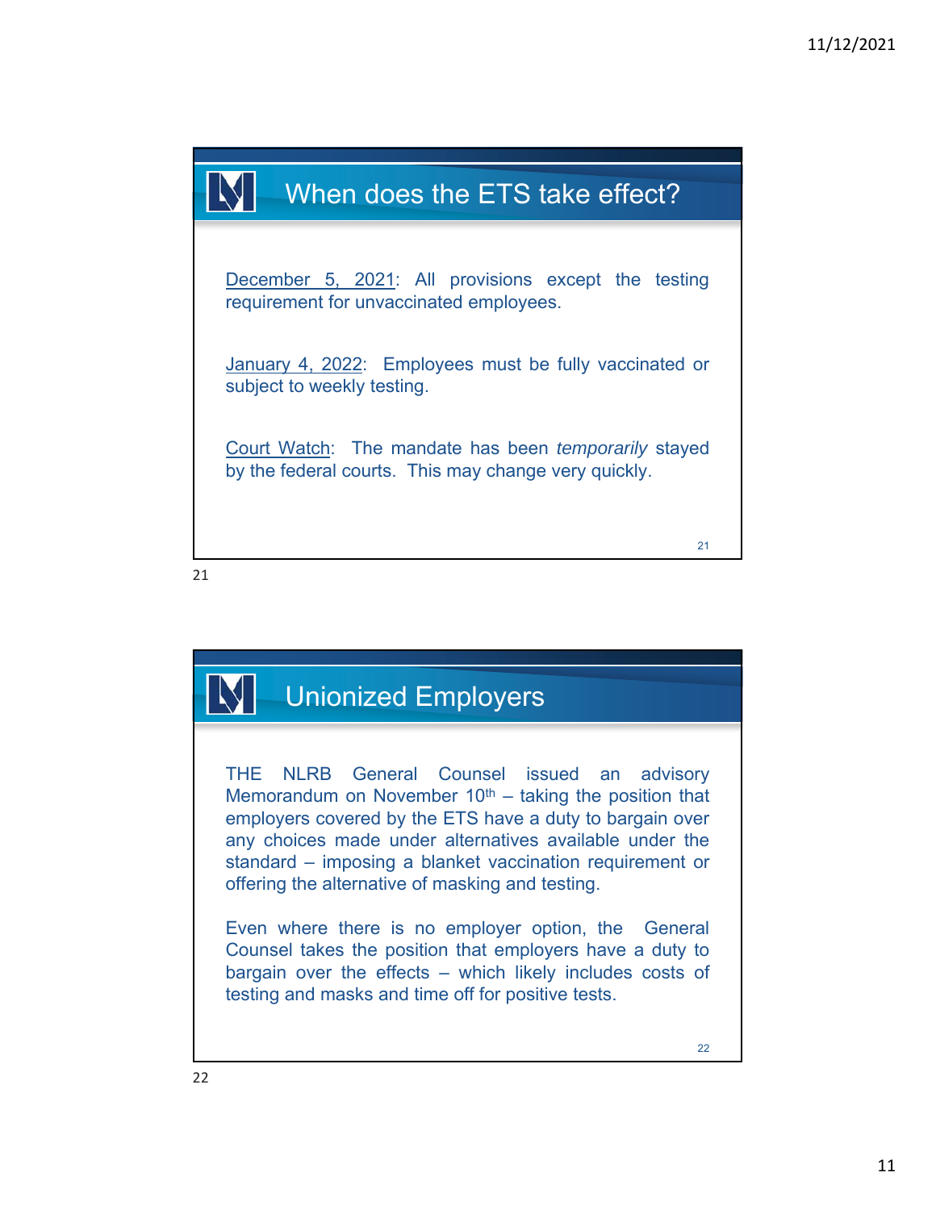## When does the ETS take effect?

December 5, 2021: All provisions except the testing requirement for unvaccinated employees.

January 4, 2022: Employees must be fully vaccinated or subject to weekly testing.

Court Watch: The mandate has been *temporarily* stayed by the federal courts. This may change very quickly.

## Unionized Employers

THE NLRB General Counsel issued an advisory Memorandum on November 10th – taking the position that employers covered by the ETS have a duty to bargain over any choices made under alternatives available under the standard – imposing a blanket vaccination requirement or offering the alternative of masking and testing.

Even where there is no employer option, the General Counsel takes the position that employers have a duty to bargain over the effects – which likely includes costs of testing and masks and time off for positive tests.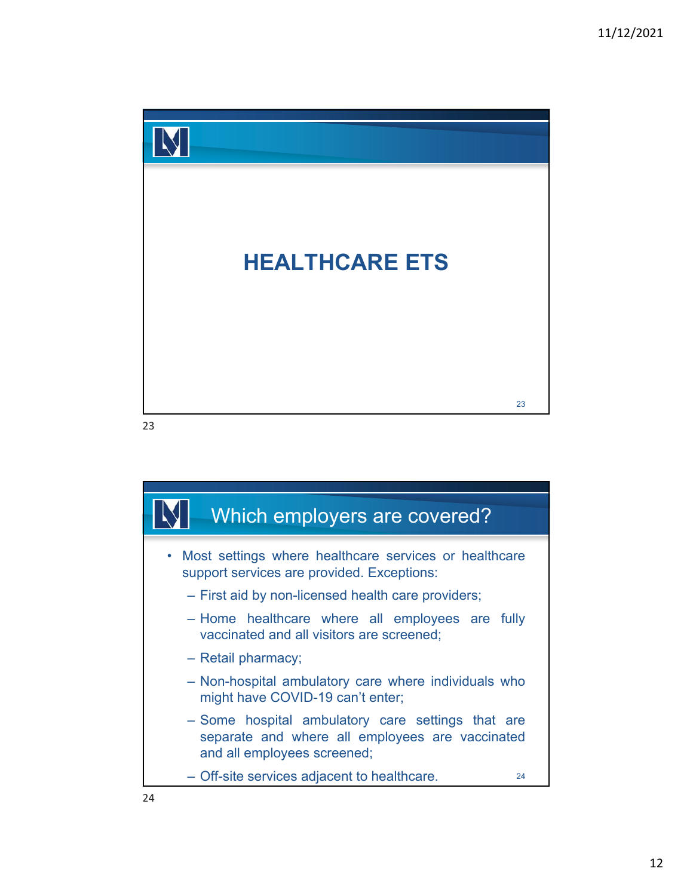# HEALTHCARE ETS

## Which employers are covered?

- Most settings where healthcare services or healthcare support services are provided. Exceptions:
  - First aid by non-licensed health care providers;
  - Home healthcare where all employees are fully vaccinated and all visitors are screened;
  - Retail pharmacy;
  - Non-hospital ambulatory care where individuals who might have COVID-19 can't enter;
  - Some hospital ambulatory care settings that are separate and where all employees are vaccinated and all employees screened;
  - Off-site services adjacent to healthcare.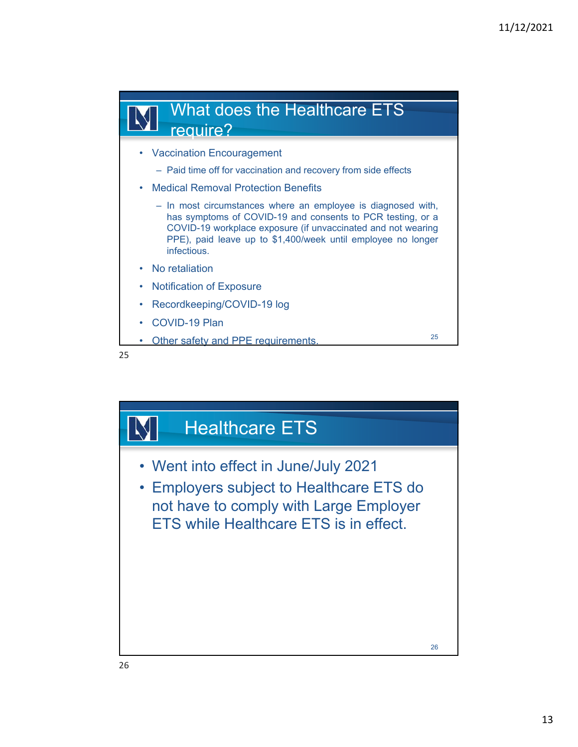## What does the Healthcare ETS require?

- Vaccination Encouragement
  - Paid time off for vaccination and recovery from side effects
- Medical Removal Protection Benefits
  - In most circumstances where an employee is diagnosed with, has symptoms of COVID-19 and consents to PCR testing, or a COVID-19 workplace exposure (if unvaccinated and not wearing PPE), paid leave up to $1,400/week until employee no longer infectious.
- No retaliation
- Notification of Exposure
- Recordkeeping/COVID-19 log
- COVID-19 Plan
- Other safety and PPE requirements.

## Healthcare ETS

- Went into effect in June/July 2021
- Employers subject to Healthcare ETS do not have to comply with Large Employer ETS while Healthcare ETS is in effect.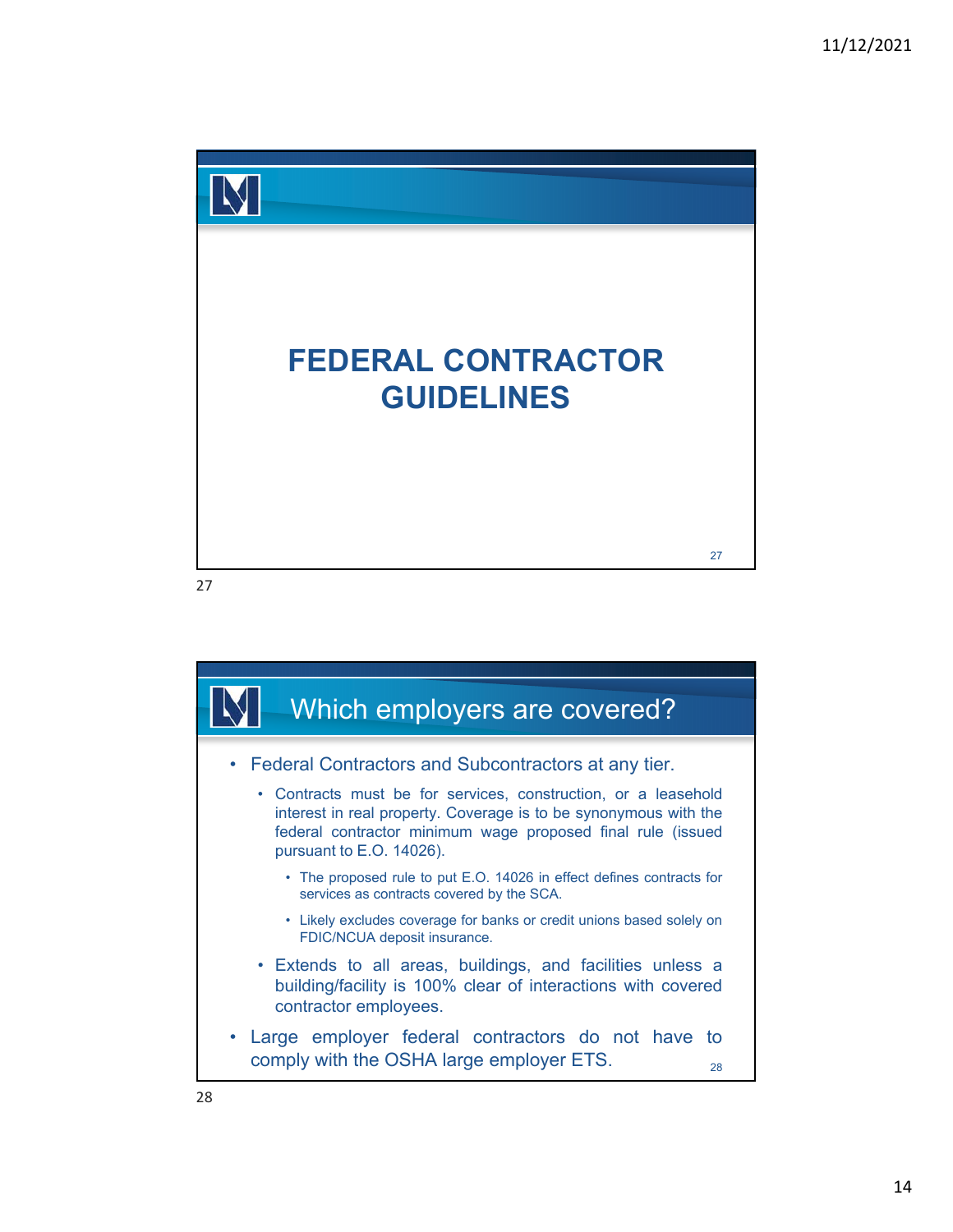# FEDERAL CONTRACTOR GUIDELINES

## Which employers are covered?

- Federal Contractors and Subcontractors at any tier.
  - Contracts must be for services, construction, or a leasehold interest in real property. Coverage is to be synonymous with the federal contractor minimum wage proposed final rule (issued pursuant to E.O. 14026).
    - The proposed rule to put E.O. 14026 in effect defines contracts for services as contracts covered by the SCA.
    - Likely excludes coverage for banks or credit unions based solely on FDIC/NCUA deposit insurance.
  - Extends to all areas, buildings, and facilities unless a building/facility is 100% clear of interactions with covered contractor employees.
- Large employer federal contractors do not have to comply with the OSHA large employer ETS.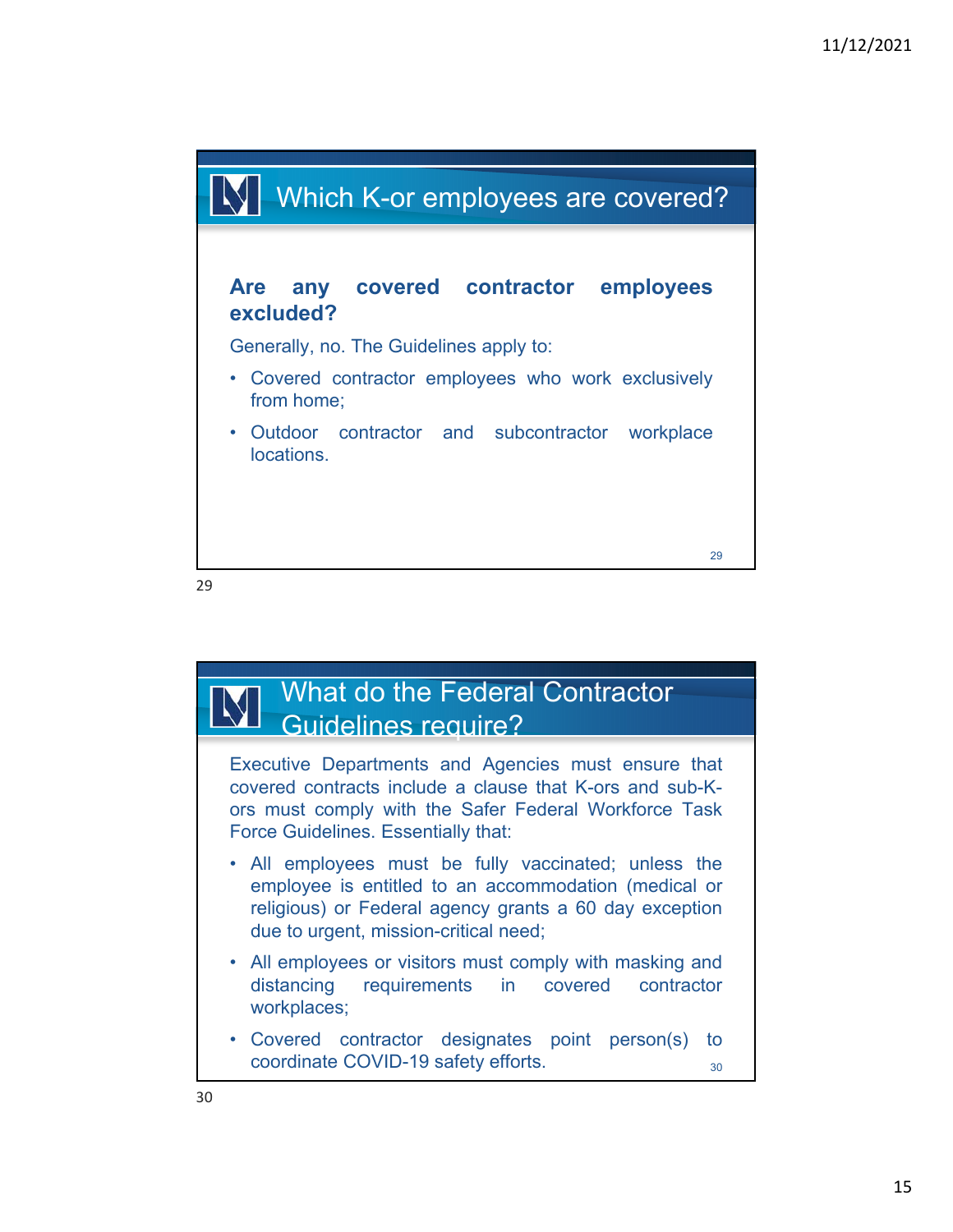## Which K-or employees are covered?

**Are any covered contractor employees excluded?**

Generally, no. The Guidelines apply to:

- Covered contractor employees who work exclusively from home;
- Outdoor contractor and subcontractor workplace locations.

## What do the Federal Contractor Guidelines require?

Executive Departments and Agencies must ensure that covered contracts include a clause that K-ors and sub-K-ors must comply with the Safer Federal Workforce Task Force Guidelines. Essentially that:

- All employees must be fully vaccinated; unless the employee is entitled to an accommodation (medical or religious) or Federal agency grants a 60 day exception due to urgent, mission-critical need;
- All employees or visitors must comply with masking and distancing requirements in covered contractor workplaces;
- Covered contractor designates point person(s) to coordinate COVID-19 safety efforts.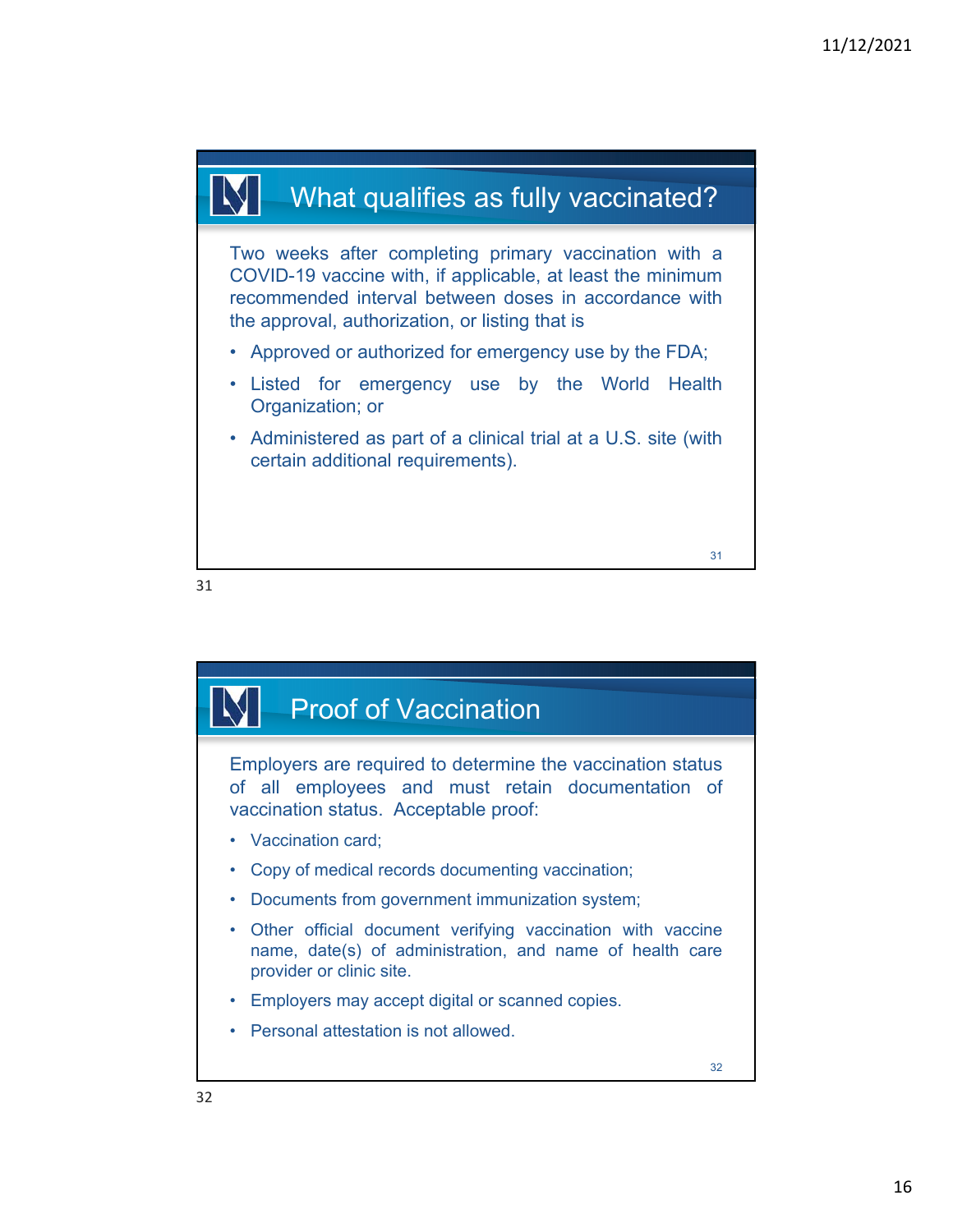## What qualifies as fully vaccinated?

Two weeks after completing primary vaccination with a COVID-19 vaccine with, if applicable, at least the minimum recommended interval between doses in accordance with the approval, authorization, or listing that is

- Approved or authorized for emergency use by the FDA;
- Listed for emergency use by the World Health Organization; or
- Administered as part of a clinical trial at a U.S. site (with certain additional requirements).

## Proof of Vaccination

Employers are required to determine the vaccination status of all employees and must retain documentation of vaccination status. Acceptable proof:

- Vaccination card;
- Copy of medical records documenting vaccination;
- Documents from government immunization system;
- Other official document verifying vaccination with vaccine name, date(s) of administration, and name of health care provider or clinic site.
- Employers may accept digital or scanned copies.
- Personal attestation is not allowed.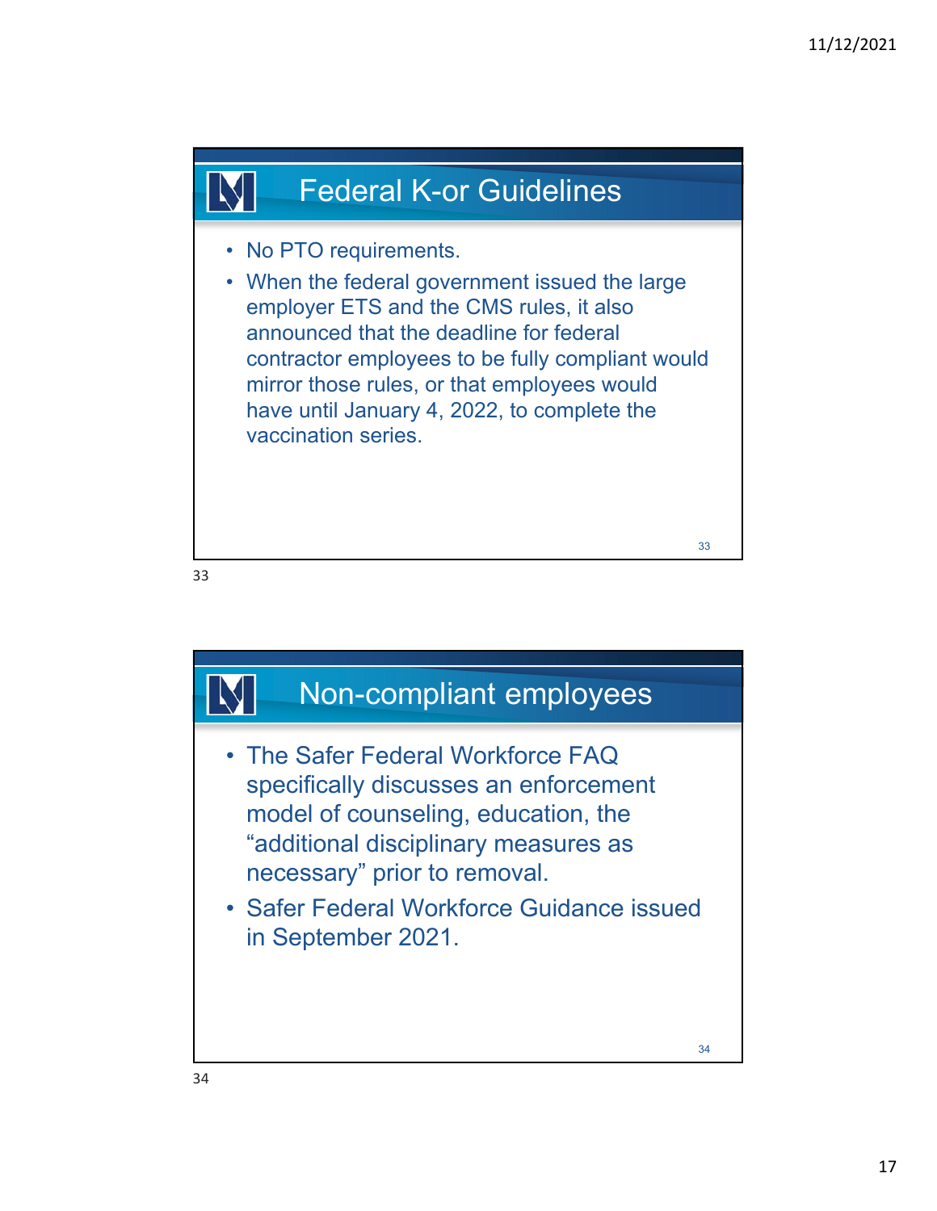## Federal K-or Guidelines

- No PTO requirements.
- When the federal government issued the large employer ETS and the CMS rules, it also announced that the deadline for federal contractor employees to be fully compliant would mirror those rules, or that employees would have until January 4, 2022, to complete the vaccination series.

## Non-compliant employees

- The Safer Federal Workforce FAQ specifically discusses an enforcement model of counseling, education, the "additional disciplinary measures as necessary" prior to removal.
- Safer Federal Workforce Guidance issued in September 2021.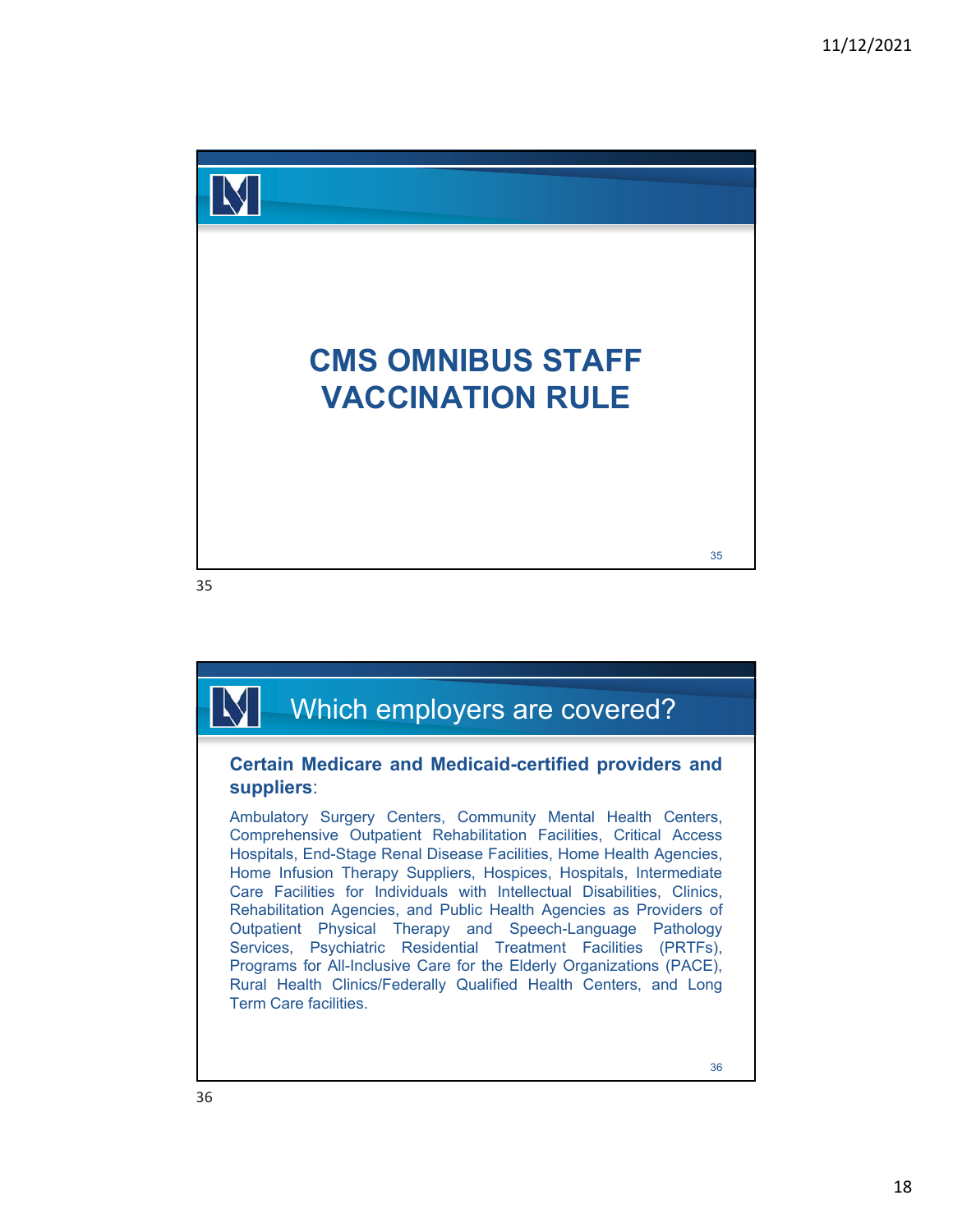# CMS OMNIBUS STAFF VACCINATION RULE

## Which employers are covered?

**Certain Medicare and Medicaid-certified providers and suppliers**:

Ambulatory Surgery Centers, Community Mental Health Centers, Comprehensive Outpatient Rehabilitation Facilities, Critical Access Hospitals, End-Stage Renal Disease Facilities, Home Health Agencies, Home Infusion Therapy Suppliers, Hospices, Hospitals, Intermediate Care Facilities for Individuals with Intellectual Disabilities, Clinics, Rehabilitation Agencies, and Public Health Agencies as Providers of Outpatient Physical Therapy and Speech-Language Pathology Services, Psychiatric Residential Treatment Facilities (PRTFs), Programs for All-Inclusive Care for the Elderly Organizations (PACE), Rural Health Clinics/Federally Qualified Health Centers, and Long Term Care facilities.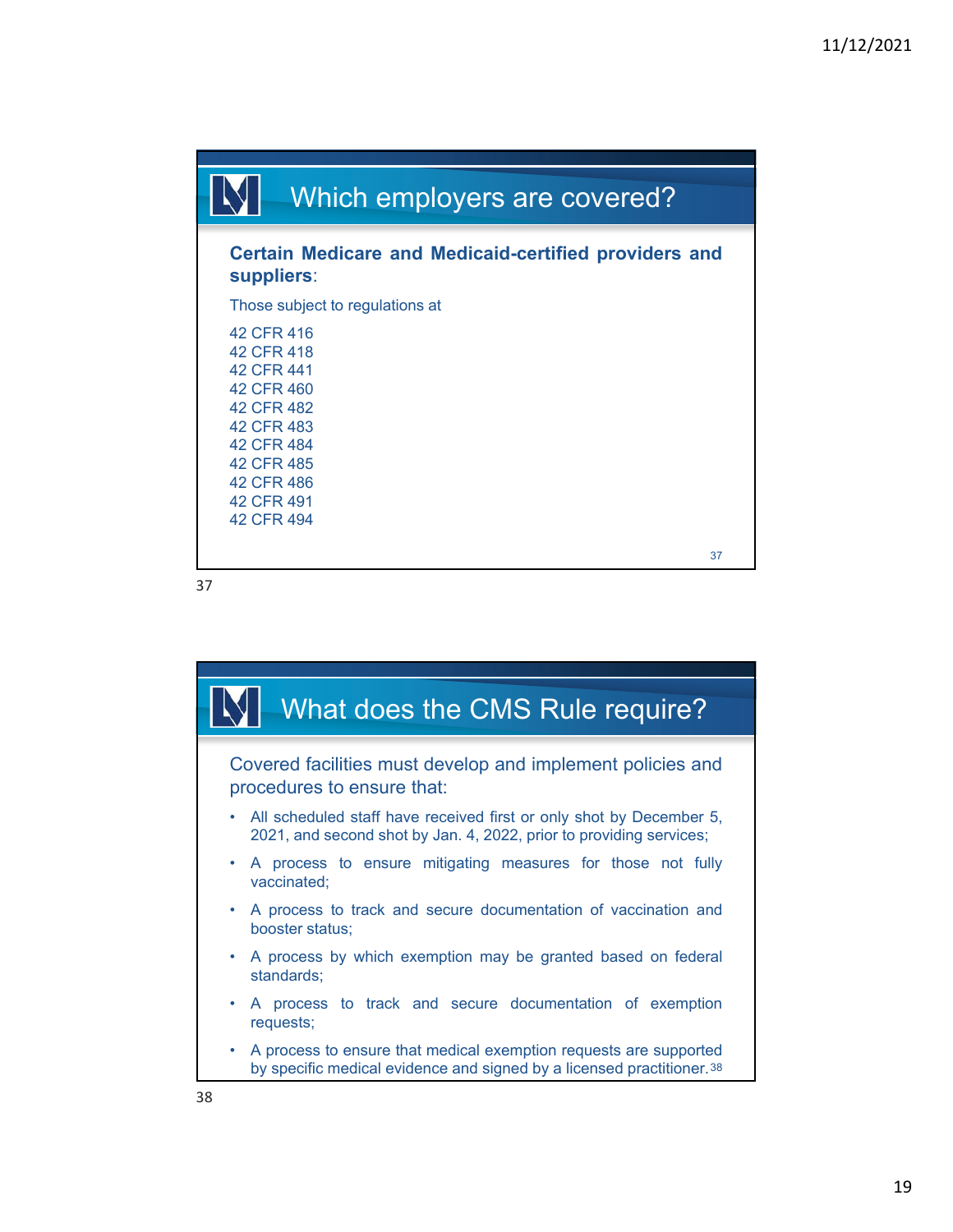## Which employers are covered?

**Certain Medicare and Medicaid-certified providers and suppliers**:

Those subject to regulations at

42 CFR 416
42 CFR 418
42 CFR 441
42 CFR 460
42 CFR 482
42 CFR 483
42 CFR 484
42 CFR 485
42 CFR 486
42 CFR 491
42 CFR 494

## What does the CMS Rule require?

Covered facilities must develop and implement policies and procedures to ensure that:

- All scheduled staff have received first or only shot by December 5, 2021, and second shot by Jan. 4, 2022, prior to providing services;
- A process to ensure mitigating measures for those not fully vaccinated;
- A process to track and secure documentation of vaccination and booster status;
- A process by which exemption may be granted based on federal standards;
- A process to track and secure documentation of exemption requests;
- A process to ensure that medical exemption requests are supported by specific medical evidence and signed by a licensed practitioner.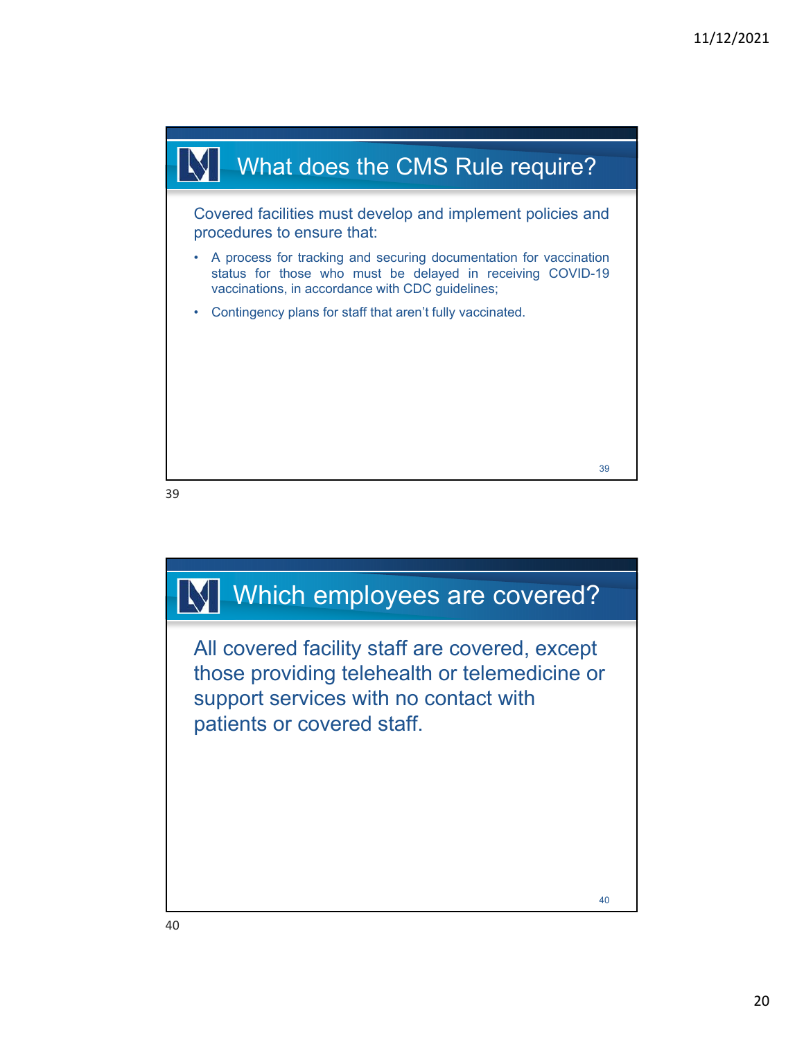## What does the CMS Rule require?

Covered facilities must develop and implement policies and procedures to ensure that:

- A process for tracking and securing documentation for vaccination status for those who must be delayed in receiving COVID-19 vaccinations, in accordance with CDC guidelines;
- Contingency plans for staff that aren't fully vaccinated.

## Which employees are covered?

All covered facility staff are covered, except those providing telehealth or telemedicine or support services with no contact with patients or covered staff.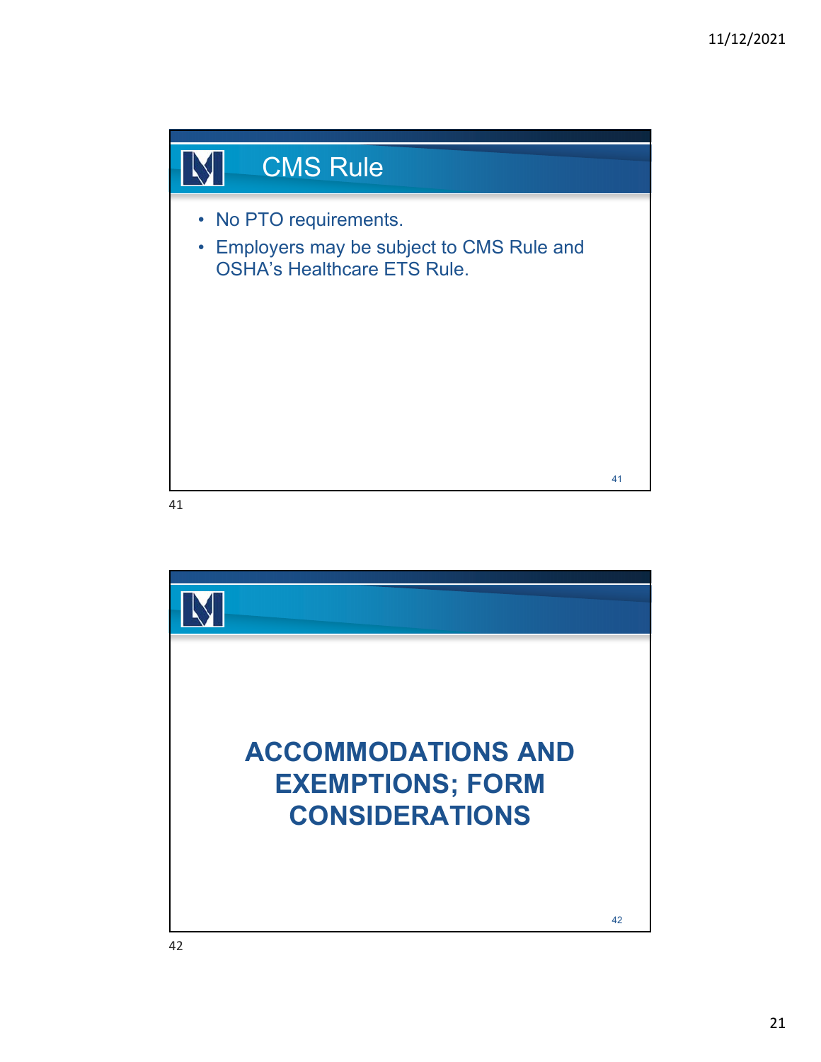## CMS Rule

- No PTO requirements.
- Employers may be subject to CMS Rule and OSHA's Healthcare ETS Rule.

# ACCOMMODATIONS AND EXEMPTIONS; FORM CONSIDERATIONS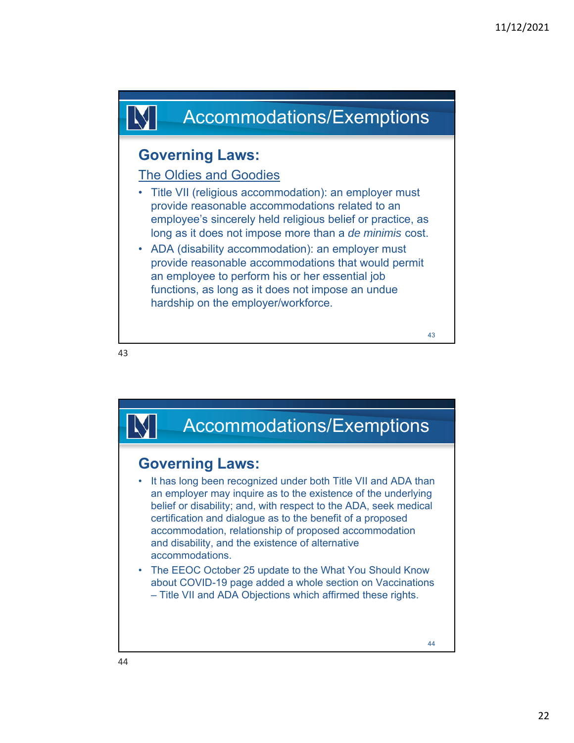## Accommodations/Exemptions

### Governing Laws:

The Oldies and Goodies

- Title VII (religious accommodation): an employer must provide reasonable accommodations related to an employee's sincerely held religious belief or practice, as long as it does not impose more than a *de minimis* cost.
- ADA (disability accommodation): an employer must provide reasonable accommodations that would permit an employee to perform his or her essential job functions, as long as it does not impose an undue hardship on the employer/workforce.

## Accommodations/Exemptions

### Governing Laws:

- It has long been recognized under both Title VII and ADA than an employer may inquire as to the existence of the underlying belief or disability; and, with respect to the ADA, seek medical certification and dialogue as to the benefit of a proposed accommodation, relationship of proposed accommodation and disability, and the existence of alternative accommodations.
- The EEOC October 25 update to the What You Should Know about COVID-19 page added a whole section on Vaccinations – Title VII and ADA Objections which affirmed these rights.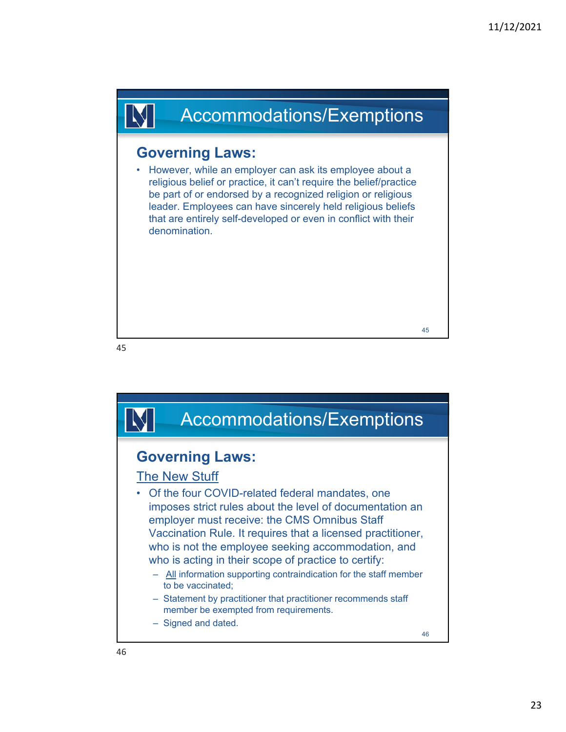## Accommodations/Exemptions

### Governing Laws:

- However, while an employer can ask its employee about a religious belief or practice, it can't require the belief/practice be part of or endorsed by a recognized religion or religious leader. Employees can have sincerely held religious beliefs that are entirely self-developed or even in conflict with their denomination.

## Accommodations/Exemptions

### Governing Laws:

<u>The New Stuff</u>

- Of the four COVID-related federal mandates, one imposes strict rules about the level of documentation an employer must receive: the CMS Omnibus Staff Vaccination Rule. It requires that a licensed practitioner, who is not the employee seeking accommodation, and who is acting in their scope of practice to certify:
  - <u>All</u> information supporting contraindication for the staff member to be vaccinated;
  - Statement by practitioner that practitioner recommends staff member be exempted from requirements.
  - Signed and dated.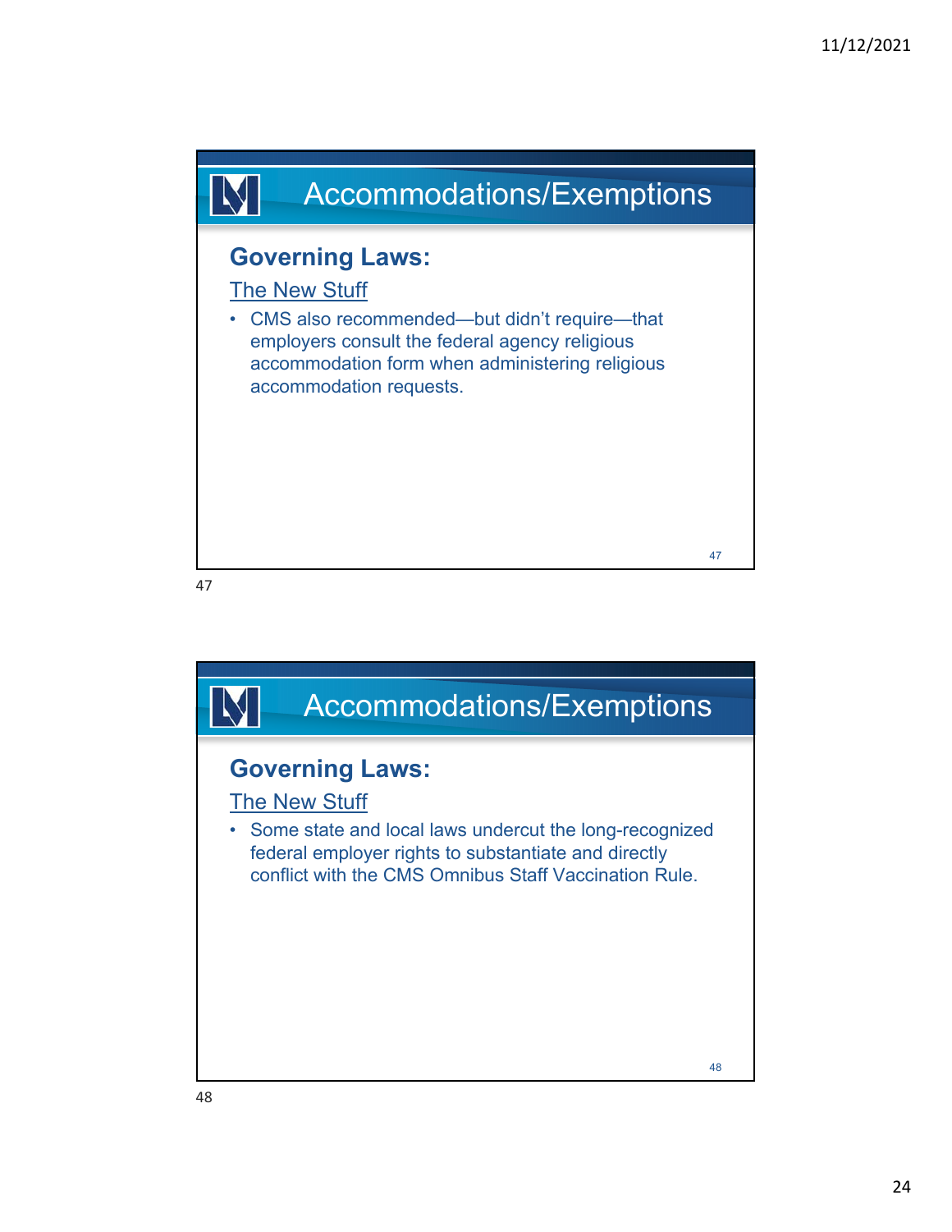## Accommodations/Exemptions

### Governing Laws:

The New Stuff

- CMS also recommended—but didn't require—that employers consult the federal agency religious accommodation form when administering religious accommodation requests.

## Accommodations/Exemptions

### Governing Laws:

The New Stuff

- Some state and local laws undercut the long-recognized federal employer rights to substantiate and directly conflict with the CMS Omnibus Staff Vaccination Rule.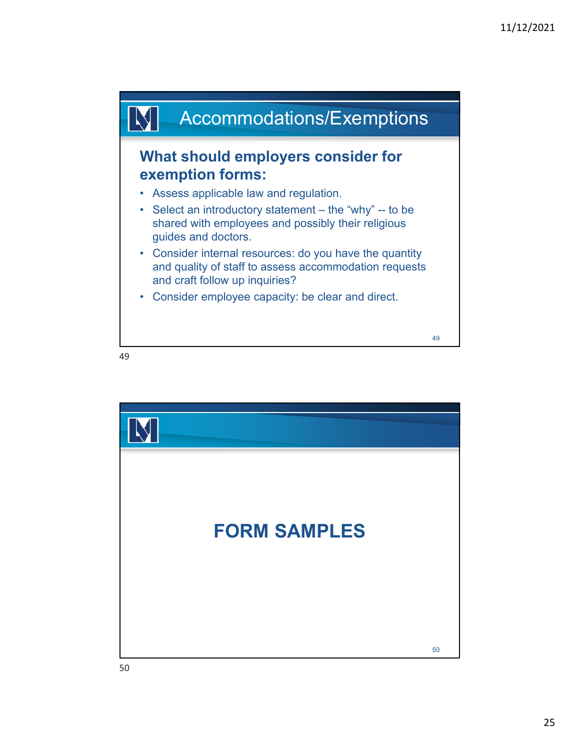## Accommodations/Exemptions

### What should employers consider for exemption forms:

- Assess applicable law and regulation.
- Select an introductory statement – the "why" -- to be shared with employees and possibly their religious guides and doctors.
- Consider internal resources: do you have the quantity and quality of staff to assess accommodation requests and craft follow up inquiries?
- Consider employee capacity: be clear and direct.

## FORM SAMPLES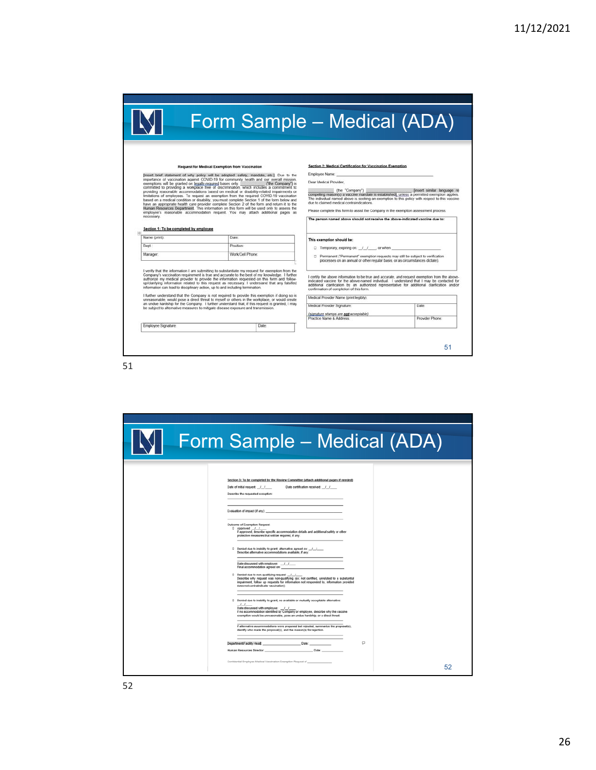# Form Sample – Medical (ADA)

**Request for Medical Exemption from Vaccination**

[insert brief statement of why policy will be adopted: safety, mandate, etc.] Due to the importance of vaccination against COVID-19 for community health and our overall mission, exemptions will be granted on legally-required bases only. __________ ("the Company") is committed to providing a workplace free of discrimination, which includes a commitment to providing reasonable accommodations based on medical or disability-related impairments or limitations of employees. To request an exemption from the required COVID-19 vaccination based on a medical condition or disability, you must complete Section 1 of the form below and have an appropriate health care provider complete Section 2 of the form and return it to the Human Resources Department. This information on this form will be used only to assess the employee's reasonable accommodation request. You may attach additional pages as necessary.

**Section 1: To be completed by employee**

| Name (print): | Date: |
|---|---|
| Dept.: | Position: |
| Manager: | Work/Cell Phone: |

I verify that the information I am submitting to substantiate my request for exemption from the Company's vaccination requirement is true and accurate to the best of my knowledge. I further authorize my medical provider to provide the information requested on this form and follow-up/clarifying information related to this request as necessary. I understand that any falsified information can lead to disciplinary action, up to and including termination.

I further understand that the Company is not required to provide this exemption if doing so is unreasonable, would pose a direct threat to myself or others in the workplace, or would create an undue hardship for the Company. I further understand that, if this request is granted, I may be subject to alternative measures to mitigate disease exposure and transmission.

| Employee Signature: | Date: |
|---|---|

**Section 2: Medical Certification for Vaccination Exemption**

Employee Name: ____________________________

Dear Medical Provider,

__________ (the "Company") __________ [insert similar language re compelling reason(s) a vaccine mandate is established], unless a permitted exemption applies. The individual named above is seeking an exemption to this policy with respect to this vaccine due to claimed medical contraindications.

Please complete this form to assist the Company in the exemption assessment process.

**The person named above should not receive the above-indicated vaccine due to:**

**This exemption should be:**

- ☐ Temporary, expiring on: __/__/____ or when ______________
- ☐ Permanent ("Permanent" exemption requests may still be subject to verification processes on an annual or other regular basis, or as circumstances dictate).

I certify the above information to be true and accurate, and request exemption from the above-indicated vaccine for the above-named individual. I understand that I may be contacted for additional clarification by an authorized representative for additional clarification and/or confirmation of completion of this form.

| Medical Provider Name (print legibly): | |
|---|---|
| Medical Provider Signature: (signature stamps are **not** acceptable) | Date: |
| Practice Name & Address: | Provider Phone: |

# Form Sample – Medical (ADA)

**Section 3: To be completed by the Review Committee (attach additional pages if needed)**

Date of initial request: __/__/__ Date certification received: __/__/__

Describe the requested exception:

Evaluation of impact (if any): ______________________

Outcome of Exemption Request:

- ☐ Approved: __/__/__
  If approved, describe specific accommodation details and additional safety or other protective measures that will be required, if any:
- ☐ Denied due to inability to grant; alternative agreed on: __/__/__
  Describe alternative accommodations available, if any:
  Date discussed with employee: __/__/__
  Final accommodation agreed on: ______
- ☐ Denied due to non-qualifying request: __/__/__
  Describe why request was non-qualifying (ex: not certified, unrelated to a substantial impairment, follow up requests for information not responded to, information provided does not contraindicate vaccination):
- ☐ Denied due to inability to grant; no available or mutually acceptable alternative: __/__/__
  Date discussed with employee: __/__/__
  If no accommodation identified by Company or employee, describe why the vaccine exemption would be unreasonable, pose an undue hardship, or a direct threat:
  If alternative accommodations were proposed but rejected, summarize the proposal(s), identify who made the proposal(s), and the reason(s) for rejection:

Department/Facility Head: ______________ Date: ________

Human Resources Director: ______________ Date: ________

Confidential Employee Medical Vaccination Exemption Request of ____________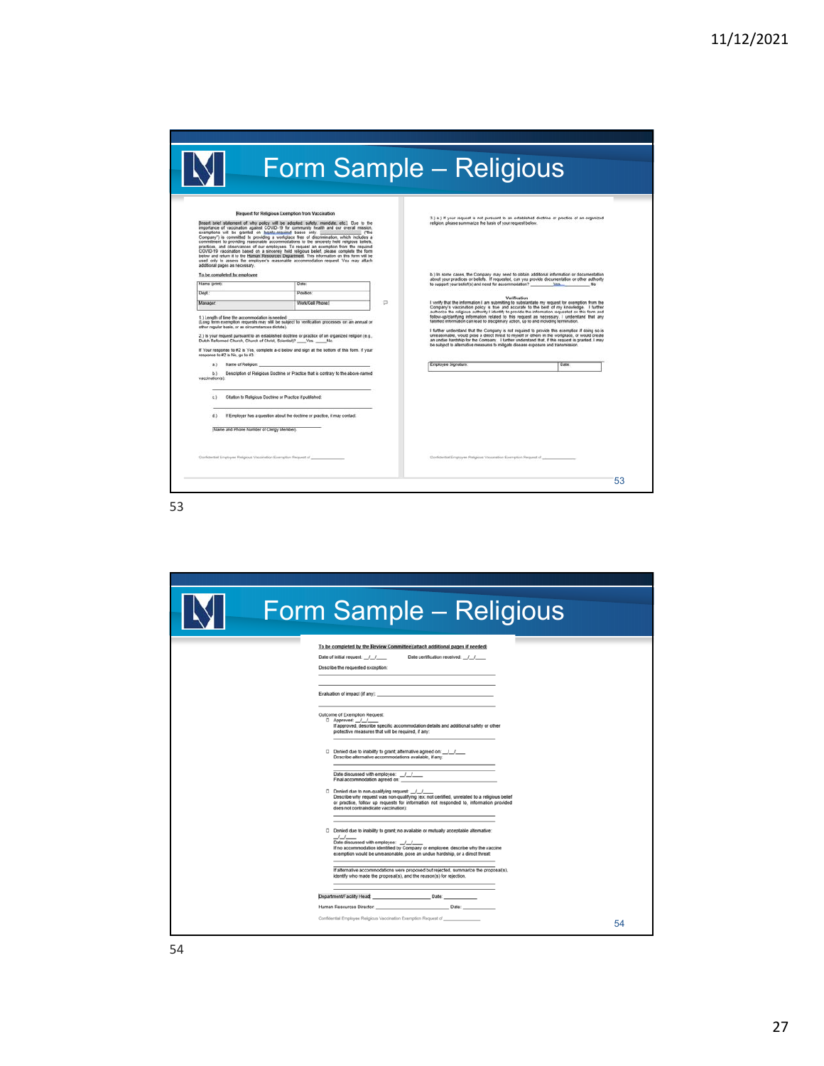# Form Sample – Religious

**Request for Religious Exemption from Vaccination**

[Insert brief statement of why policy will be adopted: safety, mandate, etc.] Due to the importance of vaccination against COVID-19 for community health and our overall mission, exemptions will be granted on legally-required basis only. ______________ ("the Company") is committed to providing a workplace free of discrimination, which includes a commitment to providing reasonable accommodations to the sincerely held religious beliefs, practices, and observances of our employees. To request an exemption from the required COVID-19 vaccination based on a sincerely held religious belief, please complete the form below and return it to the Human Resources Department. This information on this form will be used only to assess the employee's reasonable accommodation request. You may attach additional pages as necessary.

**To be completed by employee**

| Name (print): | Date: |
|---|---|
| Dept.: | Position: |
| Manager: | Work/Cell Phone: |

1.) Length of time the accommodation is needed: ______________
(Long term exemption requests may still be subject to verification processes on an annual or other regular basis, or as circumstances dictate).

2.) Is your request pursuant to an established doctrine or practice of an organized religion (e.g., Dutch Reformed Church, Church of Christ, Scientist)? ___Yes ___No

If Your response to #2 is Yes, complete a-c below and sign at the bottom of this form. If your response to #2 is No, go to #3.

a.) Name of Religion: ______________

b.) Description of Religious Doctrine or Practice that is contrary to the above-named vaccination(s): ______________

c.) Citation to Religious Doctrine or Practice if published: ______________

d.) If Employer has a question about the doctrine or practice, it may contact: ______________

(Name and Phone Number of Clergy Member)

Confidential Employee Religious Vaccination Exemption Request of ______________

3.) a.) If your request is not pursuant to an established doctrine or practice of an organized religion, please summarize the basis of your request below.

b.) In some cases, the Company may need to obtain additional information or documentation about your practices or beliefs. If requested, can you provide documentation or other authority to support your belief(s) and need for accommodation? ______ Yes ______ No

**Verification**

I verify that the information I am submitting to substantiate my request for exemption from the Company's vaccination policy is true and accurate to the best of my knowledge. I further authorize the religious authority I identify to provide the information requested on this form and follow-up/clarifying information related to this request as necessary. I understand that any falsified information can lead to disciplinary action, up to and including termination.

I further understand that the Company is not required to provide this exemption if doing so is unreasonable, would pose a direct threat to myself or others in the workplace, or would create an undue hardship for the Company. I further understand that, if this request is granted, I may be subject to alternative measures to mitigate disease exposure and transmission.

| Employee Signature: | Date: |
|---|---|

Confidential Employee Religious Vaccination Exemption Request of ______________

# Form Sample – Religious

**To be completed by the Review Committee (attach additional pages if needed)**

Date of initial request: __/__/____ Date certification received: __/__/____

Describe the requested exception: ______________

Evaluation of impact (if any): ______________

Outcome of Exemption Request:

- ☐ Approved: __/__/____
  If approved, describe specific accommodation details and additional safety or other protective measures that will be required, if any: ______________
- ☐ Denied due to inability to grant; alternative agreed on: __/__/____
  Describe alternative accommodations available, if any: ______________
  Date discussed with employee: __/__/____
  Final accommodation agreed on: ______________
- ☐ Denied due to non-qualifying request: __/__/____
  Describe why request was non-qualifying (ex: not certified, unrelated to a religious belief or practice, follow up requests for information not responded to, information provided does not contraindicate vaccination): ______________
- ☐ Denied due to inability to grant; no available or mutually acceptable alternative: __/__/____
  Date discussed with employee: __/__/____
  If no accommodation identified by Company or employee, describe why the vaccine exemption would be unreasonable, pose an undue hardship, or a direct threat: ______________
  If alternative accommodations were proposed but rejected, summarize the proposal(s), identify who made the proposal(s), and the reason(s) for rejection. ______________

Department/Facility Head: ______________ Date: ______

Human Resources Director: ______________ Date: ______

Confidential Employee Religious Vaccination Exemption Request of ______________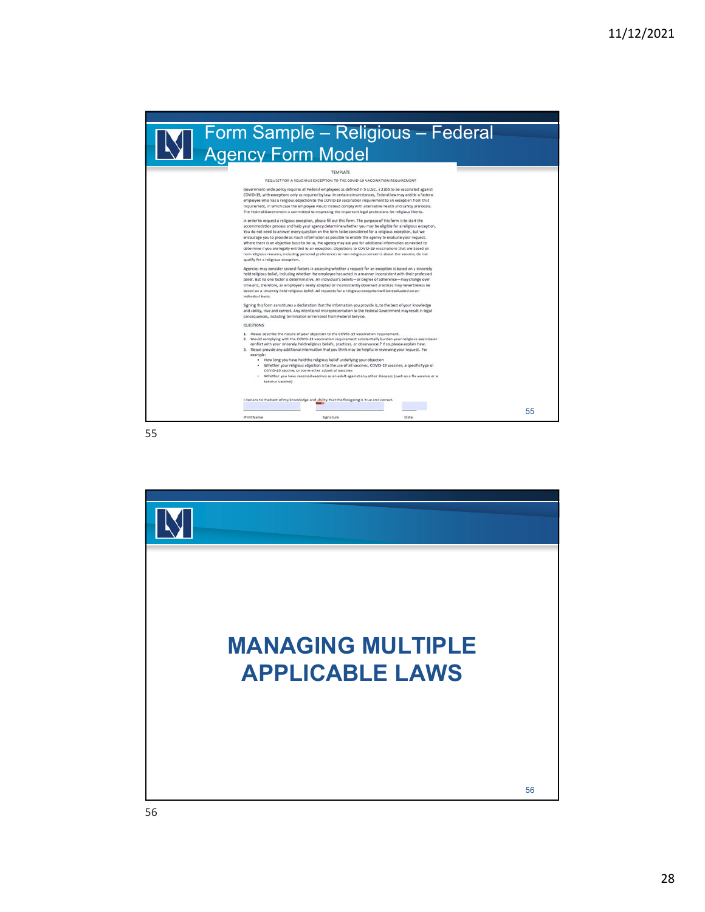## Form Sample – Religious – Federal Agency Form Model

TEMPLATE

REQUEST FOR A RELIGIOUS EXCEPTION TO THE COVID-19 VACCINATION REQUIREMENT

Government-wide policy requires all Federal employees as defined in 5 U.S.C. § 2105 to be vaccinated against COVID-19, with exceptions only as required by law. In certain circumstances, Federal law may entitle a Federal employee who has a religious objection to the COVID-19 vaccination requirement to an exception from that requirement, in which case the employee would instead comply with alternative health and safety protocols. The Federal Government is committed to respecting the important legal protections for religious liberty.

In order to request a religious exception, please fill out this form. The purpose of this form is to start the accommodation process and help your agency determine whether you may be eligible for a religious exception. You do not need to answer every question on the form to be considered for a religious exception, but we encourage you to provide as much information as possible to enable the agency to evaluate your request. Where there is an objective basis to do so, the agency may ask you for additional information as needed to determine if you are legally entitled to an exception. Objections to COVID-19 vaccinations that are based on non-religious reasons, including personal preferences or non-religious concerns about the vaccine, do not qualify for a religious exception.

Agencies may consider several factors in assessing whether a request for an exception is based on a sincerely held religious belief, including whether the employee has acted in a manner inconsistent with their professed belief. But no one factor is determinative. An individual's beliefs—or degree of adherence—may change over time and, therefore, an employee's newly adopted or inconsistently observed practices may nevertheless be based on a sincerely held religious belief. All requests for a religious exception will be evaluated on an individual basis.

Signing this form constitutes a declaration that the information you provide is, to the best of your knowledge and ability, true and correct. Any intentional misrepresentation to the Federal Government may result in legal consequences, including termination or removal from Federal Service.

QUESTIONS

1. Please describe the nature of your objection to the COVID-19 vaccination requirement.
2. Would complying with the COVID-19 vaccination requirement substantially burden your religious exercise or conflict with your sincerely held religious beliefs, practices, or observances? If so, please explain how.
3. Please provide any additional information that you think may be helpful in reviewing your request. For example:
   - How long you have held the religious belief underlying your objection
   - Whether your religious objection is to the use of all vaccines, COVID-19 vaccines, a specific type of COVID-19 vaccine, or some other subset of vaccines
   - Whether you have received vaccines as an adult against any other diseases (such as a flu vaccine or a tetanus vaccine)

I declare to the best of my knowledge and ability that the foregoing is true and correct.

Print Name &nbsp;&nbsp;&nbsp;&nbsp; Signature &nbsp;&nbsp;&nbsp;&nbsp; Date

## MANAGING MULTIPLE APPLICABLE LAWS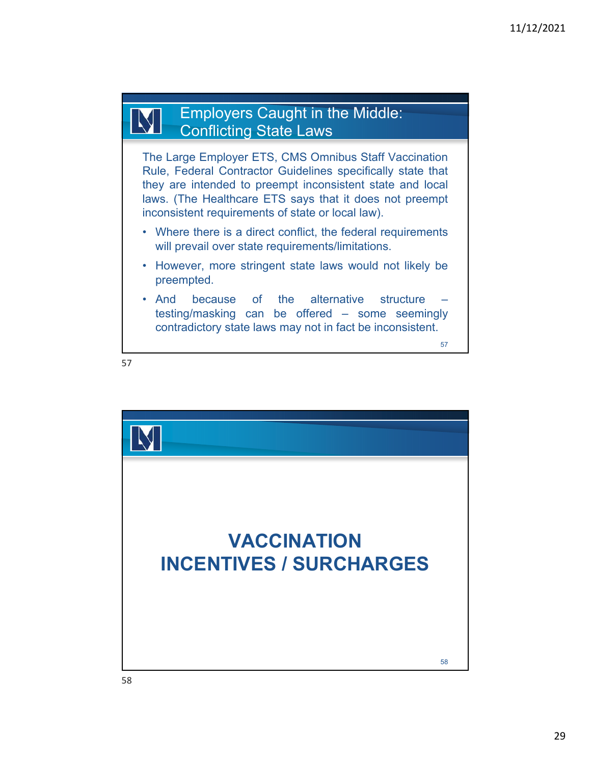## Employers Caught in the Middle: Conflicting State Laws

The Large Employer ETS, CMS Omnibus Staff Vaccination Rule, Federal Contractor Guidelines specifically state that they are intended to preempt inconsistent state and local laws. (The Healthcare ETS says that it does not preempt inconsistent requirements of state or local law).

- Where there is a direct conflict, the federal requirements will prevail over state requirements/limitations.
- However, more stringent state laws would not likely be preempted.
- And because of the alternative structure – testing/masking can be offered – some seemingly contradictory state laws may not in fact be inconsistent.

## VACCINATION INCENTIVES / SURCHARGES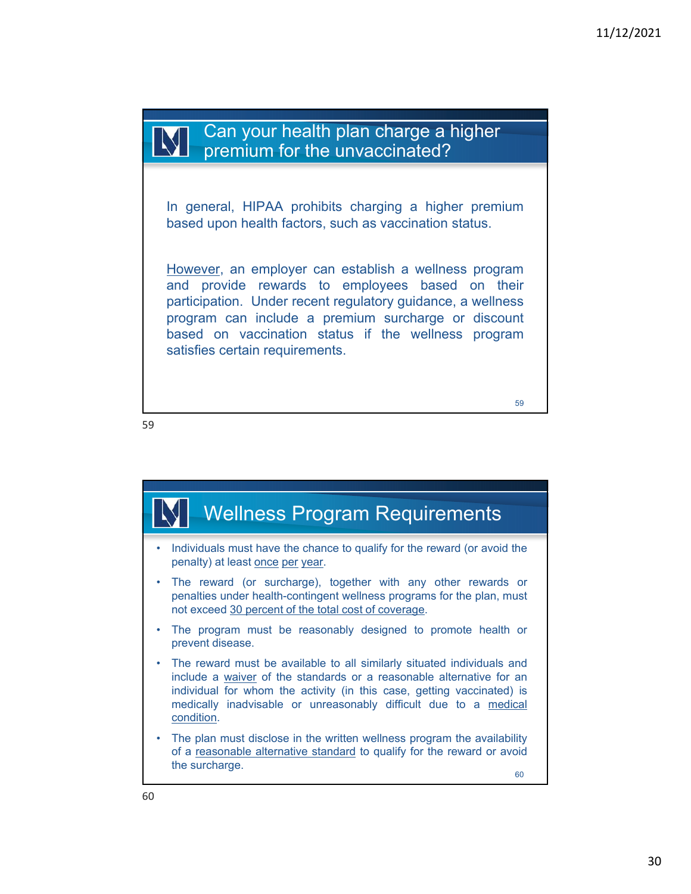## Can your health plan charge a higher premium for the unvaccinated?

In general, HIPAA prohibits charging a higher premium based upon health factors, such as vaccination status.

<u>However</u>, an employer can establish a wellness program and provide rewards to employees based on their participation. Under recent regulatory guidance, a wellness program can include a premium surcharge or discount based on vaccination status if the wellness program satisfies certain requirements.

## Wellness Program Requirements

- Individuals must have the chance to qualify for the reward (or avoid the penalty) at least <u>once per year</u>.
- The reward (or surcharge), together with any other rewards or penalties under health-contingent wellness programs for the plan, must not exceed <u>30 percent of the total cost of coverage</u>.
- The program must be reasonably designed to promote health or prevent disease.
- The reward must be available to all similarly situated individuals and include a <u>waiver</u> of the standards or a reasonable alternative for an individual for whom the activity (in this case, getting vaccinated) is medically inadvisable or unreasonably difficult due to a <u>medical condition</u>.
- The plan must disclose in the written wellness program the availability of a <u>reasonable alternative standard</u> to qualify for the reward or avoid the surcharge.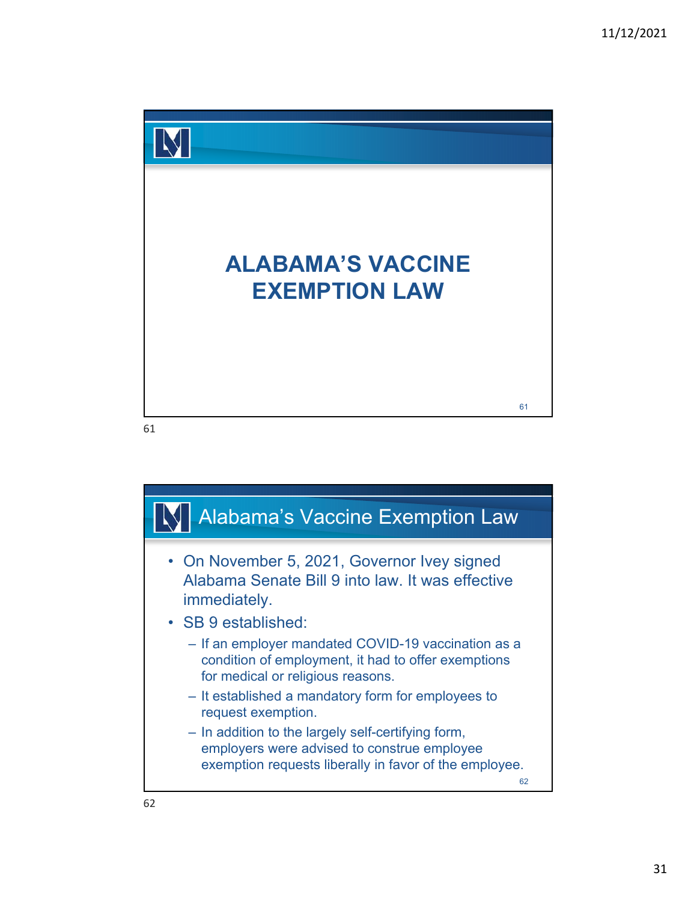# ALABAMA'S VACCINE EXEMPTION LAW

## Alabama's Vaccine Exemption Law

- On November 5, 2021, Governor Ivey signed Alabama Senate Bill 9 into law. It was effective immediately.
- SB 9 established:
  - If an employer mandated COVID-19 vaccination as a condition of employment, it had to offer exemptions for medical or religious reasons.
  - It established a mandatory form for employees to request exemption.
  - In addition to the largely self-certifying form, employers were advised to construe employee exemption requests liberally in favor of the employee.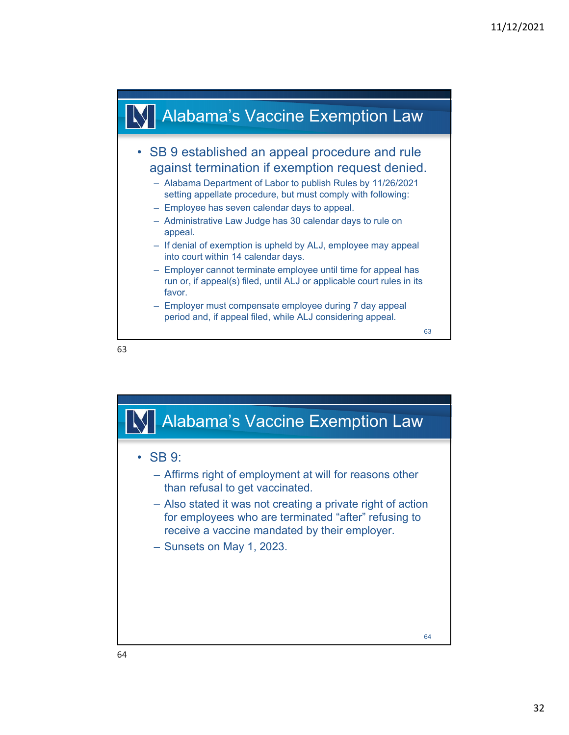## Alabama's Vaccine Exemption Law

- SB 9 established an appeal procedure and rule against termination if exemption request denied.
  - Alabama Department of Labor to publish Rules by 11/26/2021 setting appellate procedure, but must comply with following:
  - Employee has seven calendar days to appeal.
  - Administrative Law Judge has 30 calendar days to rule on appeal.
  - If denial of exemption is upheld by ALJ, employee may appeal into court within 14 calendar days.
  - Employer cannot terminate employee until time for appeal has run or, if appeal(s) filed, until ALJ or applicable court rules in its favor.
  - Employer must compensate employee during 7 day appeal period and, if appeal filed, while ALJ considering appeal.

## Alabama's Vaccine Exemption Law

- SB 9:
  - Affirms right of employment at will for reasons other than refusal to get vaccinated.
  - Also stated it was not creating a private right of action for employees who are terminated "after" refusing to receive a vaccine mandated by their employer.
  - Sunsets on May 1, 2023.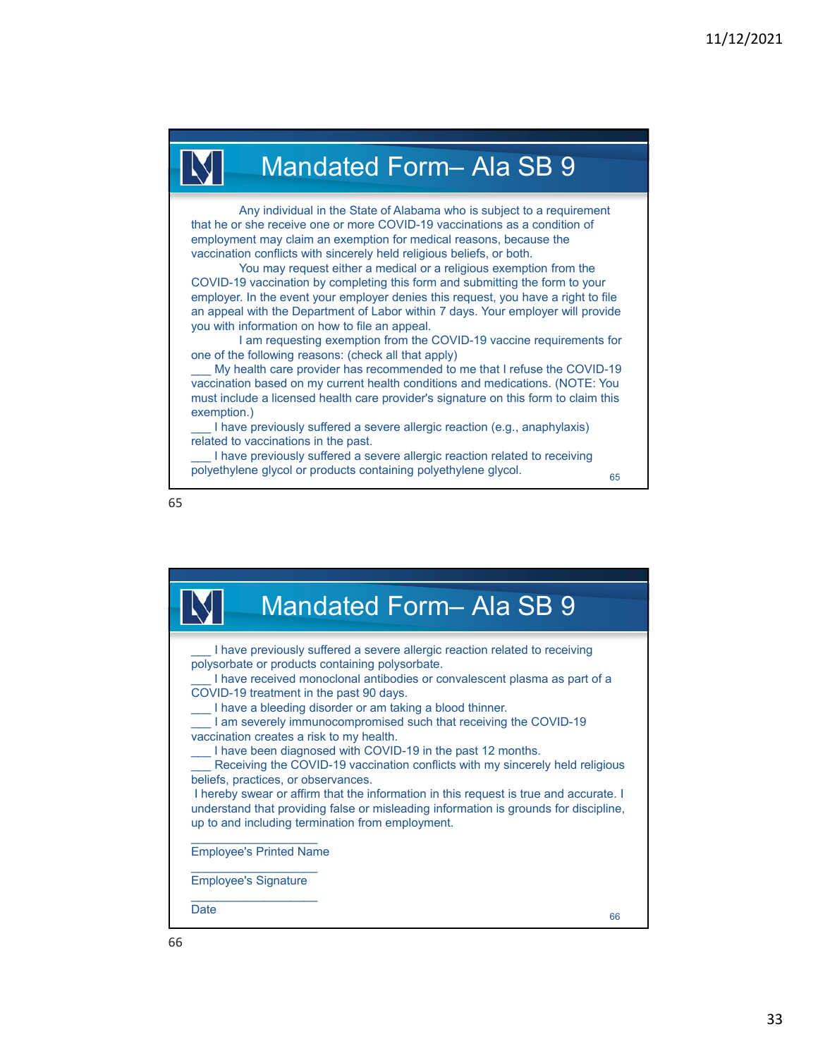## Mandated Form– Ala SB 9

Any individual in the State of Alabama who is subject to a requirement that he or she receive one or more COVID-19 vaccinations as a condition of employment may claim an exemption for medical reasons, because the vaccination conflicts with sincerely held religious beliefs, or both.

You may request either a medical or a religious exemption from the COVID-19 vaccination by completing this form and submitting the form to your employer. In the event your employer denies this request, you have a right to file an appeal with the Department of Labor within 7 days. Your employer will provide you with information on how to file an appeal.

I am requesting exemption from the COVID-19 vaccine requirements for one of the following reasons: (check all that apply)

___ My health care provider has recommended to me that I refuse the COVID-19 vaccination based on my current health conditions and medications. (NOTE: You must include a licensed health care provider's signature on this form to claim this exemption.)

___ I have previously suffered a severe allergic reaction (e.g., anaphylaxis) related to vaccinations in the past.

___ I have previously suffered a severe allergic reaction related to receiving polyethylene glycol or products containing polyethylene glycol.

## Mandated Form– Ala SB 9

___ I have previously suffered a severe allergic reaction related to receiving polysorbate or products containing polysorbate.

___ I have received monoclonal antibodies or convalescent plasma as part of a COVID-19 treatment in the past 90 days.

___ I have a bleeding disorder or am taking a blood thinner.

___ I am severely immunocompromised such that receiving the COVID-19 vaccination creates a risk to my health.

___ I have been diagnosed with COVID-19 in the past 12 months.

___ Receiving the COVID-19 vaccination conflicts with my sincerely held religious beliefs, practices, or observances.

I hereby swear or affirm that the information in this request is true and accurate. I understand that providing false or misleading information is grounds for discipline, up to and including termination from employment.

___________________
Employee's Printed Name

___________________
Employee's Signature

___________________
Date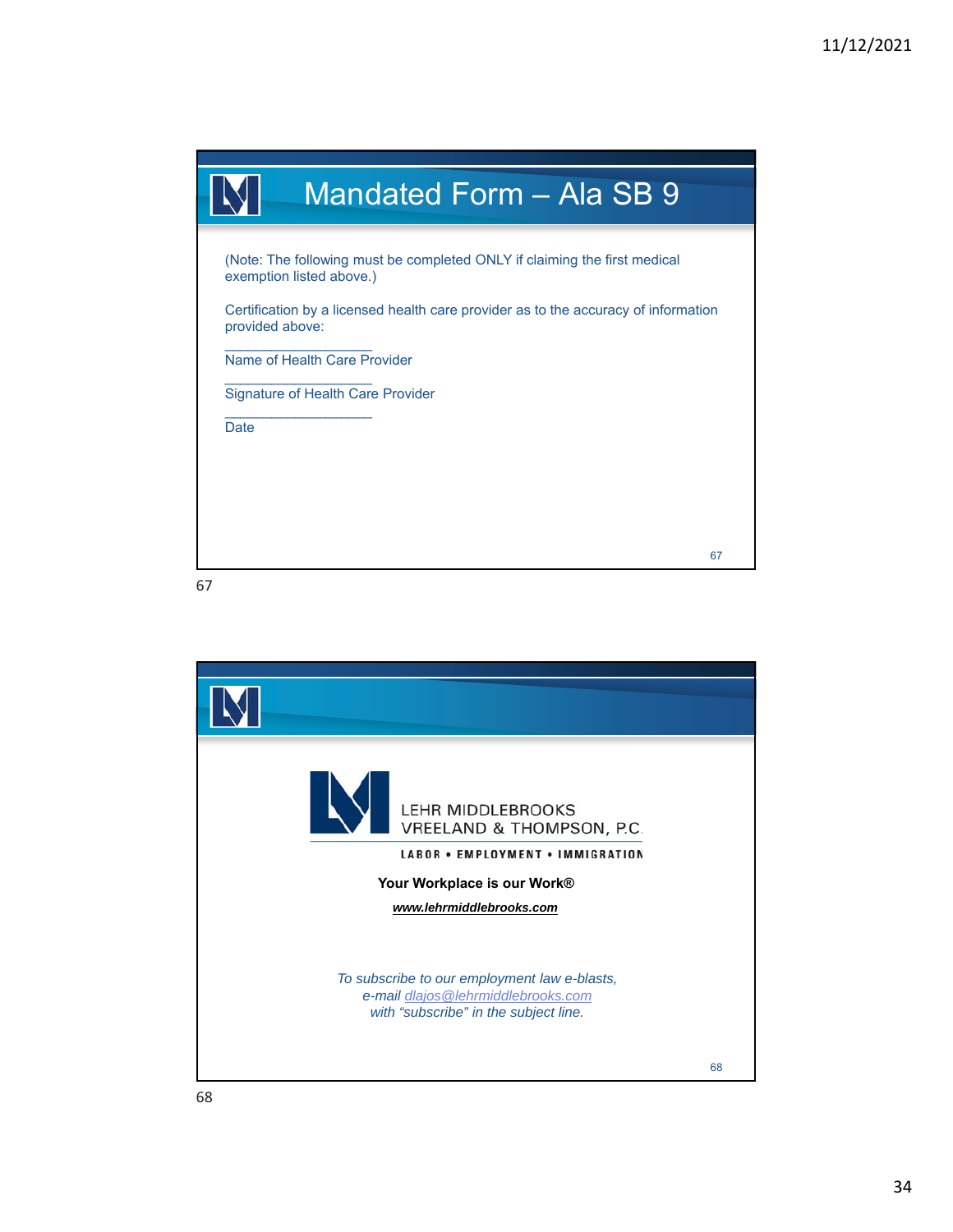## Mandated Form – Ala SB 9

(Note: The following must be completed ONLY if claiming the first medical exemption listed above.)

Certification by a licensed health care provider as to the accuracy of information provided above:

\_\_\_\_\_\_\_\_\_\_\_\_\_\_\_\_\_\_\_\_
Name of Health Care Provider

\_\_\_\_\_\_\_\_\_\_\_\_\_\_\_\_\_\_\_\_
Signature of Health Care Provider

\_\_\_\_\_\_\_\_\_\_\_\_\_\_\_\_\_\_\_\_
Date

---

LEHR MIDDLEBROOKS VREELAND & THOMPSON, P.C.

LABOR • EMPLOYMENT • IMMIGRATION

**Your Workplace is our Work®**

***www.lehrmiddlebrooks.com***

*To subscribe to our employment law e-blasts, e-mail dlajos@lehrmiddlebrooks.com with "subscribe" in the subject line.*